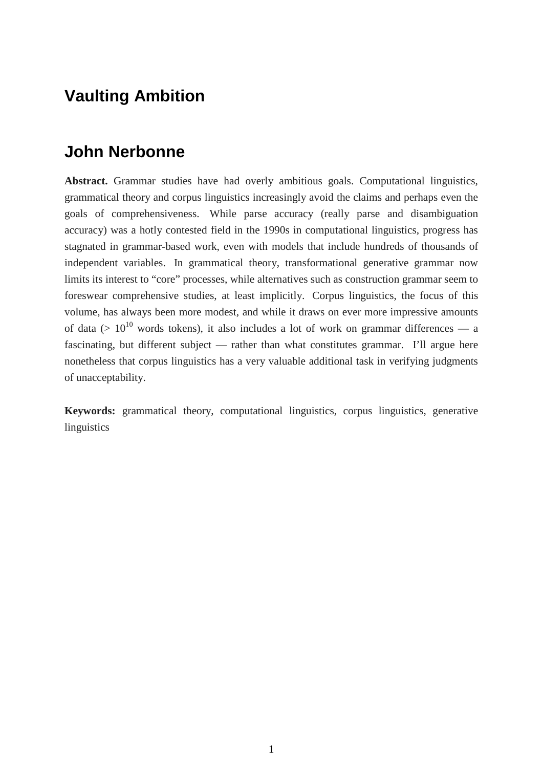# Vaulting Ambition

## John Nerbonne

**Abstract.** Grammar studies have had overly ambitious goals. Computational linguistics, grammatical theory and corpus linguistics increasingly avoid the claims and perhaps even the goals of comprehensiveness. While parse accuracy (really parse and disambiguation accuracy) was a hotly contested field in the 1990s in computational linguistics, progress has stagnated in grammar-based work, even with models that include hundreds of thousands of independent variables. In grammatical theory, transformational generative grammar now limits its interest to "core" processes, while alternatives such as construction grammar seem to foreswear comprehensive studies, at least implicitly. Corpus linguistics, the focus of this volume, has always been more modest, and while it draws on ever more impressive amounts of data (> $10^{10}$ words tokens), it also includes a lot of work on grammar differences — a fascinating, but different subject — rather than what constitutes grammar. I'll argue here nonetheless that corpus linguistics has a very valuable additional task in verifying judgments of unacceptability.

**Keywords:** grammatical theory, computational linguistics, corpus linguistics, generative linguistics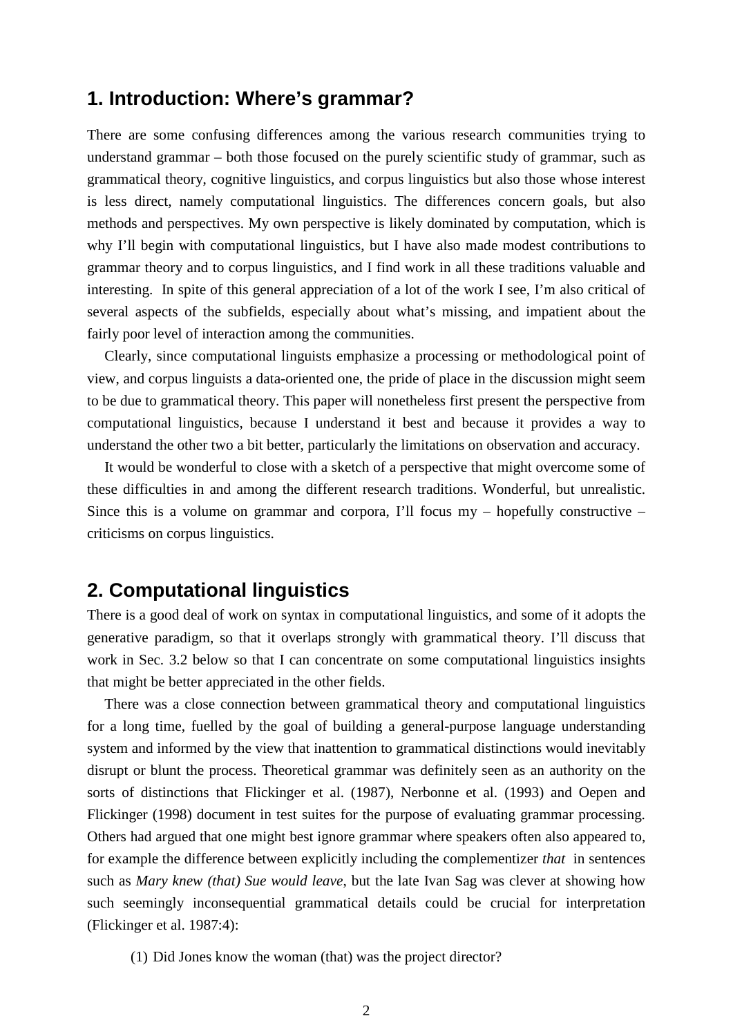## 1. Introduction: Where's grammar?

There are some confusing differences among the various research communities trying to understand grammar – both those focused on the purely scientific study of grammar, such as grammatical theory, cognitive linguistics, and corpus linguistics but also those whose interest is less direct, namely computational linguistics. The differences concern goals, but also methods and perspectives. My own perspective is likely dominated by computation, which is why I'll begin with computational linguistics, but I have also made modest contributions to grammar theory and to corpus linguistics, and I find work in all these traditions valuable and interesting. In spite of this general appreciation of a lot of the work I see, I'm also critical of several aspects of the subfields, especially about what's missing, and impatient about the fairly poor level of interaction among the communities.

Clearly, since computational linguists emphasize a processing or methodological point of view, and corpus linguists a data-oriented one, the pride of place in the discussion might seem to be due to grammatical theory. This paper will nonetheless first present the perspective from computational linguistics, because I understand it best and because it provides a way to understand the other two a bit better, particularly the limitations on observation and accuracy.

It would be wonderful to close with a sketch of a perspective that might overcome some of these difficulties in and among the different research traditions. Wonderful, but unrealistic. Since this is a volume on grammar and corpora, I'll focus my – hopefully constructive – criticisms on corpus linguistics.

## 2. Computational linguistics

There is a good deal of work on syntax in computational linguistics, and some of it adopts the generative paradigm, so that it overlaps strongly with grammatical theory. I'll discuss that work in Sec. 3.2 below so that I can concentrate on some computational linguistics insights that might be better appreciated in the other fields.

There was a close connection between grammatical theory and computational linguistics for a long time, fuelled by the goal of building a general-purpose language understanding system and informed by the view that inattention to grammatical distinctions would inevitably disrupt or blunt the process. Theoretical grammar was definitely seen as an authority on the sorts of distinctions that Flickinger et al. (1987), Nerbonne et al. (1993) and Oepen and Flickinger (1998) document in test suites for the purpose of evaluating grammar processing. Others had argued that one might best ignore grammar where speakers often also appeared to, for example the difference between explicitly including the complementizer *that* in sentences such as *Mary knew (that) Sue would leave*, but the late Ivan Sag was clever at showing how such seemingly inconsequential grammatical details could be crucial for interpretation (Flickinger et al. 1987:4):

(1) Did Jones know the woman (that) was the project director?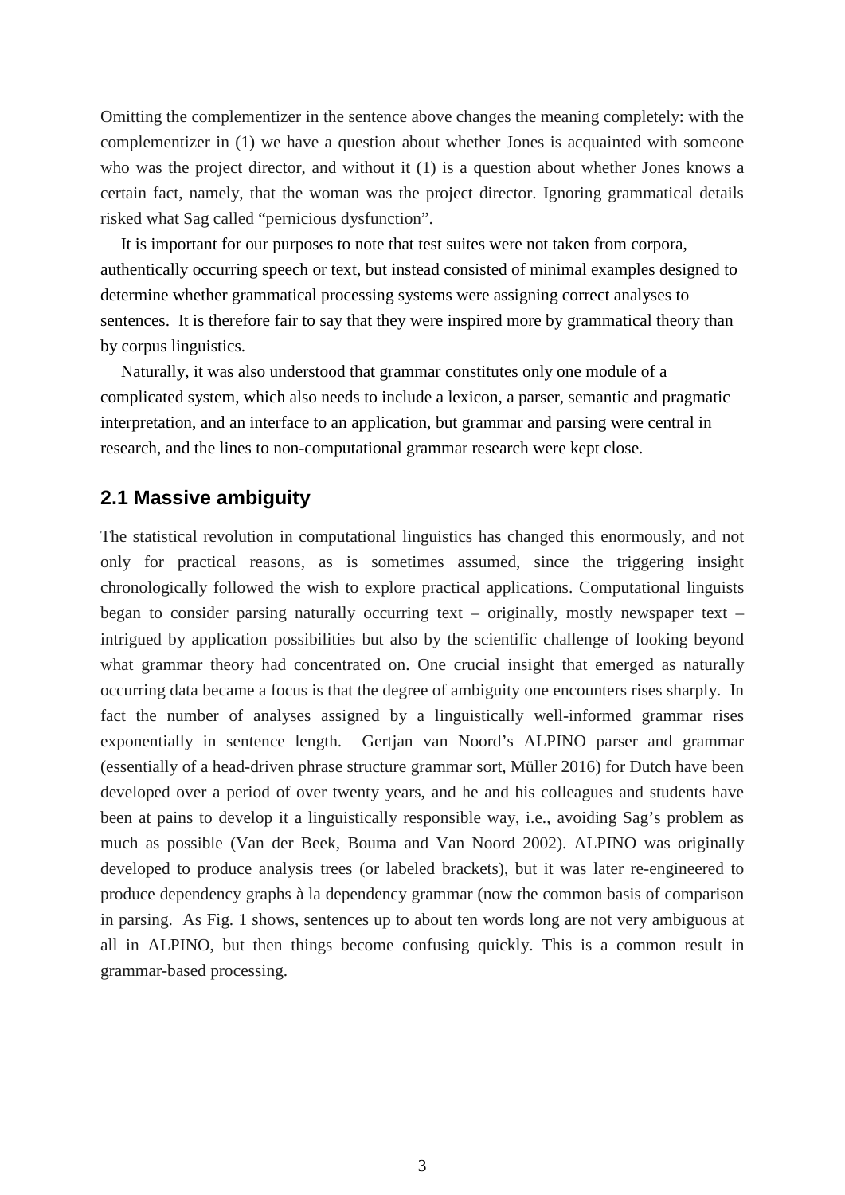Omitting the complementizer in the sentence above changes the meaning completely: with the complementizer in (1) we have a question about whether Jones is acquainted with someone who was the project director, and without it (1) is a question about whether Jones knows a certain fact, namely, that the woman was the project director. Ignoring grammatical details risked what Sag called "pernicious dysfunction".

It is important for our purposes to note that test suites were not taken from corpora, authentically occurring speech or text, but instead consisted of minimal examples designed to determine whether grammatical processing systems were assigning correct analyses to sentences. It is therefore fair to say that they were inspired more by grammatical theory than by corpus linguistics.

Naturally, it was also understood that grammar constitutes only one module of a complicated system, which also needs to include a lexicon, a parser, semantic and pragmatic interpretation, and an interface to an application, but grammar and parsing were central in research, and the lines to non-computational grammar research were kept close.

## 2.1 Massive ambiguity

The statistical revolution in computational linguistics has changed this enormously, and not only for practical reasons, as is sometimes assumed, since the triggering insight chronologically followed the wish to explore practical applications. Computational linguists began to consider parsing naturally occurring text – originally, mostly newspaper text – intrigued by application possibilities but also by the scientific challenge of looking beyond what grammar theory had concentrated on. One crucial insight that emerged as naturally occurring data became a focus is that the degree of ambiguity one encounters rises sharply. In fact the number of analyses assigned by a linguistically well-informed grammar rises exponentially in sentence length. Gertjan van Noord's ALPINO parser and grammar (essentially of a head-driven phrase structure grammar sort, Müller 2016) for Dutch have been developed over a period of over twenty years, and he and his colleagues and students have been at pains to develop it a linguistically responsible way, i.e., avoiding Sag's problem as much as possible (Van der Beek, Bouma and Van Noord 2002). ALPINO was originally developed to produce analysis trees (or labeled brackets), but it was later re-engineered to produce dependency graphs à la dependency grammar (now the common basis of comparison in parsing. As Fig. 1 shows, sentences up to about ten words long are not very ambiguous at all in ALPINO, but then things become confusing quickly. This is a common result in grammar-based processing.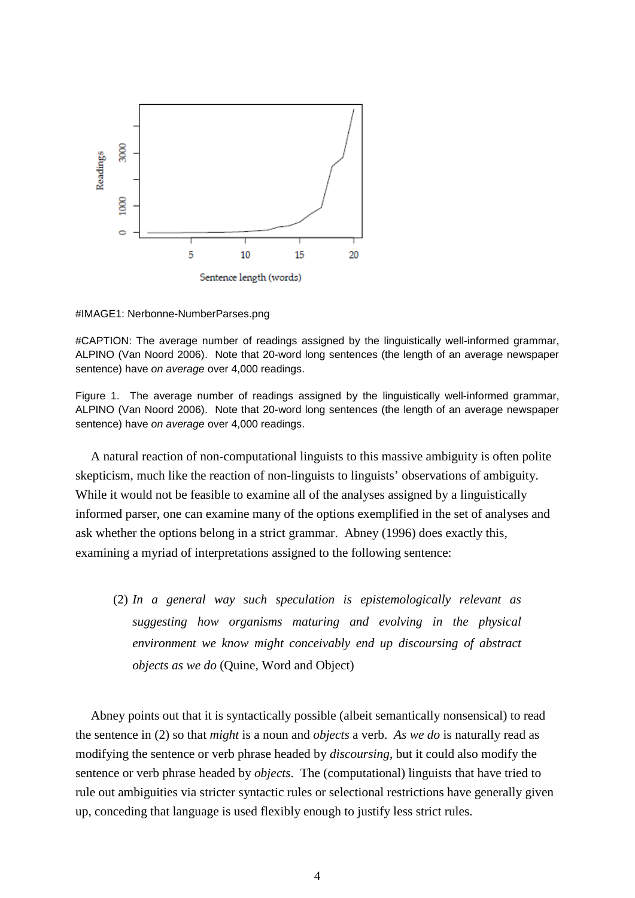#IMAGE1: Nerbonne-NumberParses.png

#CAPTION: The average number of readings assigned by the linguistically well-informed grammar, ALPINO (Van Noord 2006). Note that 20-word long sentences (the length of an average newspaper sentence) have *on average* over 4,000 readings.

Figure 1. The average number of readings assigned by the linguistically well-informed grammar, ALPINO (Van Noord 2006). Note that 20-word long sentences (the length of an average newspaper sentence) have *on average* over 4,000 readings.

A natural reaction of non-computational linguists to this massive ambiguity is often polite skepticism, much like the reaction of non-linguists to linguists' observations of ambiguity. While it would not be feasible to examine all of the analyses assigned by a linguistically informed parser, one can examine many of the options exemplified in the set of analyses and ask whether the options belong in a strict grammar. Abney (1996) does exactly this, examining a myriad of interpretations assigned to the following sentence:

(2) *In a general way such speculation is epistemologically relevant as suggesting how organisms maturing and evolving in the physical environment we know might conceivably end up discoursing of abstract objects as we do* (Quine, Word and Object)

Abney points out that it is syntactically possible (albeit semantically nonsensical) to read the sentence in (2) so that *might* is a noun and *objects* a verb. *As we do* is naturally read as modifying the sentence or verb phrase headed by *discoursing*, but it could also modify the sentence or verb phrase headed by *objects*. The (computational) linguists that have tried to rule out ambiguities via stricter syntactic rules or selectional restrictions have generally given up, conceding that language is used flexibly enough to justify less strict rules.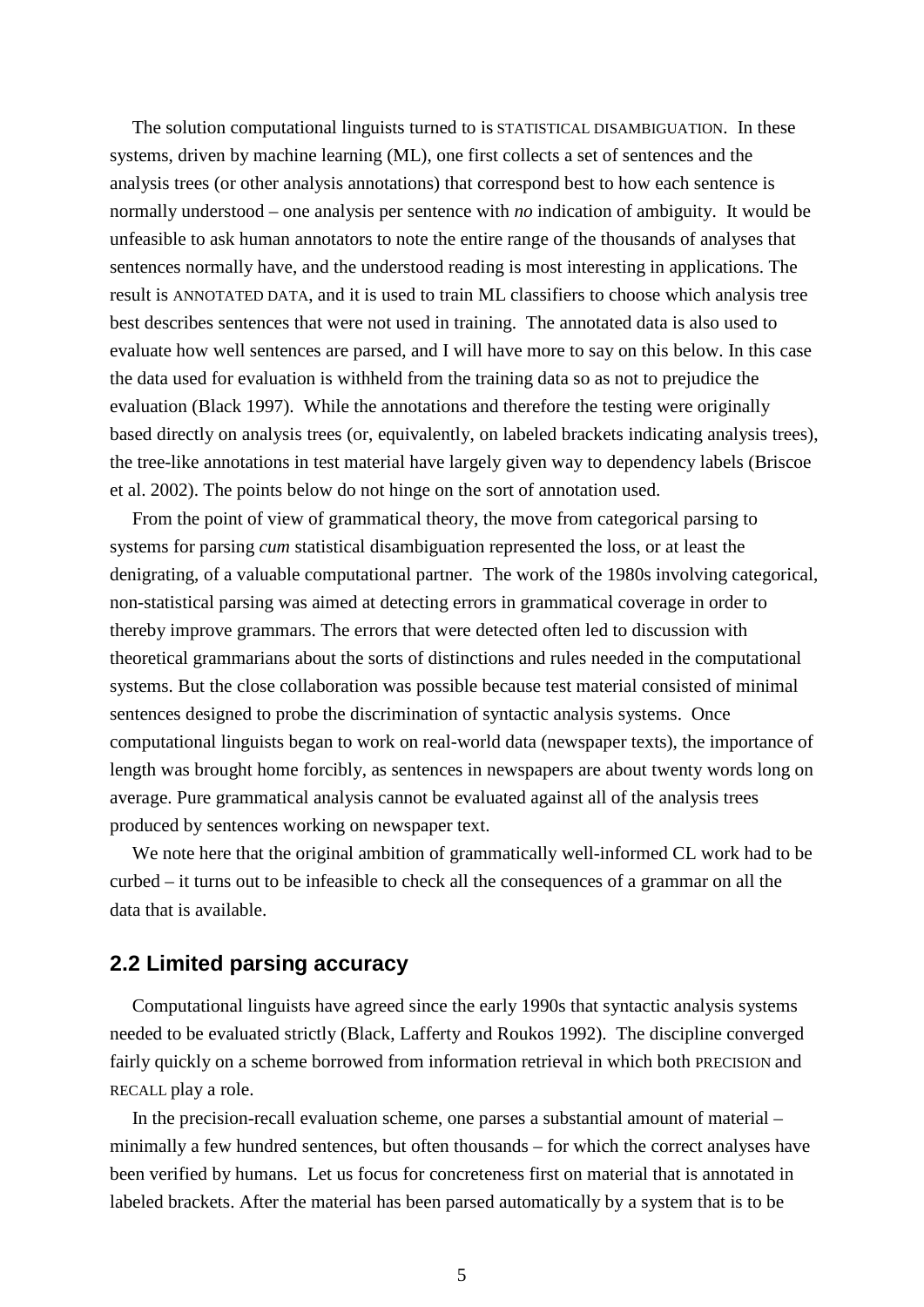The solution computational linguists turned to is STATISTICAL DISAMBIGUATION. In these systems, driven by machine learning (ML), one first collects a set of sentences and the analysis trees (or other analysis annotations) that correspond best to how each sentence is normally understood – one analysis per sentence with *no* indication of ambiguity. It would be unfeasible to ask human annotators to note the entire range of the thousands of analyses that sentences normally have, and the understood reading is most interesting in applications. The result is ANNOTATED DATA, and it is used to train ML classifiers to choose which analysis tree best describes sentences that were not used in training. The annotated data is also used to evaluate how well sentences are parsed, and I will have more to say on this below. In this case the data used for evaluation is withheld from the training data so as not to prejudice the evaluation (Black 1997). While the annotations and therefore the testing were originally based directly on analysis trees (or, equivalently, on labeled brackets indicating analysis trees), the tree-like annotations in test material have largely given way to dependency labels (Briscoe et al. 2002). The points below do not hinge on the sort of annotation used.

From the point of view of grammatical theory, the move from categorical parsing to systems for parsing *cum* statistical disambiguation represented the loss, or at least the denigrating, of a valuable computational partner. The work of the 1980s involving categorical, non-statistical parsing was aimed at detecting errors in grammatical coverage in order to thereby improve grammars. The errors that were detected often led to discussion with theoretical grammarians about the sorts of distinctions and rules needed in the computational systems. But the close collaboration was possible because test material consisted of minimal sentences designed to probe the discrimination of syntactic analysis systems. Once computational linguists began to work on real-world data (newspaper texts), the importance of length was brought home forcibly, as sentences in newspapers are about twenty words long on average. Pure grammatical analysis cannot be evaluated against all of the analysis trees produced by sentences working on newspaper text.

We note here that the original ambition of grammatically well-informed CL work had to be curbed – it turns out to be infeasible to check all the consequences of a grammar on all the data that is available.

## 2.2 Limited parsing accuracy

Computational linguists have agreed since the early 1990s that syntactic analysis systems needed to be evaluated strictly (Black, Lafferty and Roukos 1992). The discipline converged fairly quickly on a scheme borrowed from information retrieval in which both PRECISION and RECALL play a role.

In the precision-recall evaluation scheme, one parses a substantial amount of material – minimally a few hundred sentences, but often thousands – for which the correct analyses have been verified by humans. Let us focus for concreteness first on material that is annotated in labeled brackets. After the material has been parsed automatically by a system that is to be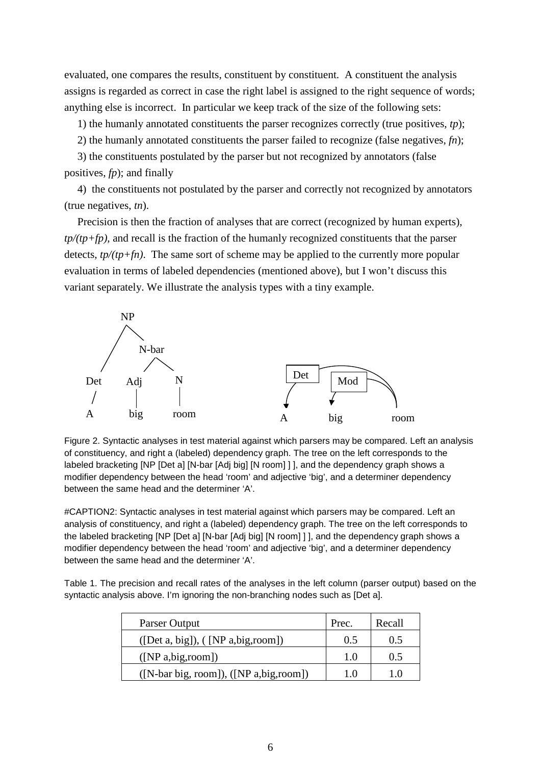evaluated, one compares the results, constituent by constituent. A constituent the analysis assigns is regarded as correct in case the right label is assigned to the right sequence of words; anything else is incorrect. In particular we keep track of the size of the following sets:

1) the humanly annotated constituents the parser recognizes correctly (true positives, *tp*);

2) the humanly annotated constituents the parser failed to recognize (false negatives, *fn*);

3) the constituents postulated by the parser but not recognized by annotators (false positives, *fp*); and finally

4) the constituents not postulated by the parser and correctly not recognized by annotators (true negatives, *tn*).

Precision is then the fraction of analyses that are correct (recognized by human experts), $tp/(tp+fp)$, and recall is the fraction of the humanly recognized constituents that the parser detects, $tp/(tp+fn)$. The same sort of scheme may be applied to the currently more popular evaluation in terms of labeled dependencies (mentioned above), but I won't discuss this variant separately. We illustrate the analysis types with a tiny example.

Figure 2. Syntactic analyses in test material against which parsers may be compared. Left an analysis of constituency, and right a (labeled) dependency graph. The tree on the left corresponds to the labeled bracketing [NP [Det a] [N-bar [Adj big] [N room] ] ], and the dependency graph shows a modifier dependency between the head 'room' and adjective 'big', and a determiner dependency between the same head and the determiner 'A'.

#CAPTION2: Syntactic analyses in test material against which parsers may be compared. Left an analysis of constituency, and right a (labeled) dependency graph. The tree on the left corresponds to the labeled bracketing [NP [Det a] [N-bar [Adj big] [N room] ] ], and the dependency graph shows a modifier dependency between the head 'room' and adjective 'big', and a determiner dependency between the same head and the determiner 'A'.

Table 1. The precision and recall rates of the analyses in the left column (parser output) based on the syntactic analysis above. I'm ignoring the non-branching nodes such as [Det a].

| Parser Output | Prec. | Recall |
|---|---|---|
| ([Det a, big]), ( [NP a,big,room]) | 0.5 | 0.5 |
| ([NP a,big,room]) | 1.0 | 0.5 |
| ([N-bar big, room]), ([NP a,big,room]) | 1.0 | 1.0 |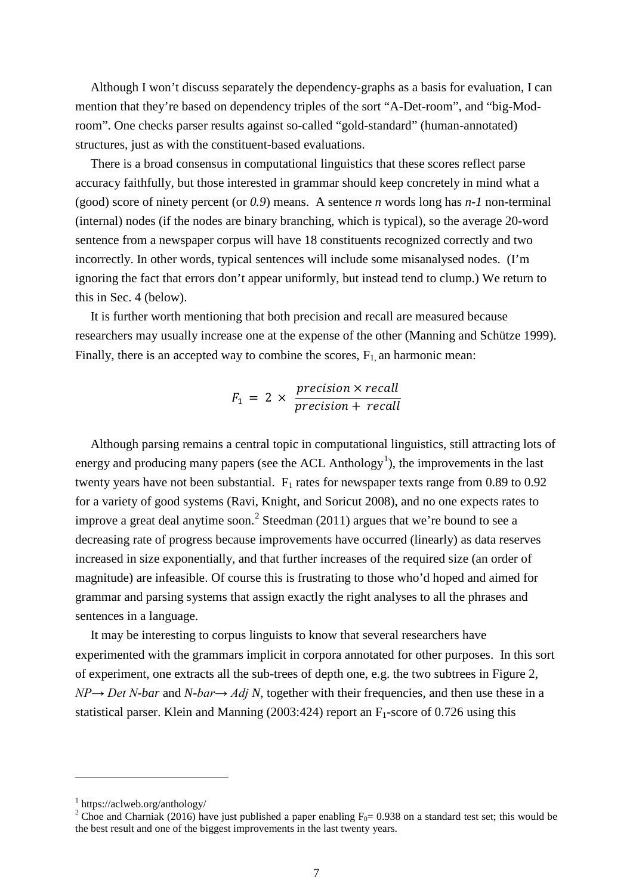Although I won't discuss separately the dependency-graphs as a basis for evaluation, I can mention that they're based on dependency triples of the sort "A-Det-room", and "big-Mod-room". One checks parser results against so-called "gold-standard" (human-annotated) structures, just as with the constituent-based evaluations.

There is a broad consensus in computational linguistics that these scores reflect parse accuracy faithfully, but those interested in grammar should keep concretely in mind what a (good) score of ninety percent (or *0.9*) means. A sentence $n$ words long has $n$-$1$ non-terminal (internal) nodes (if the nodes are binary branching, which is typical), so the average 20-word sentence from a newspaper corpus will have 18 constituents recognized correctly and two incorrectly. In other words, typical sentences will include some misanalysed nodes. (I'm ignoring the fact that errors don't appear uniformly, but instead tend to clump.) We return to this in Sec. 4 (below).

It is further worth mentioning that both precision and recall are measured because researchers may usually increase one at the expense of the other (Manning and Schütze 1999). Finally, there is an accepted way to combine the scores, $F_1$, an harmonic mean:

$$F_1 = 2 \times \frac{precision \times recall}{precision + recall}$$

Although parsing remains a central topic in computational linguistics, still attracting lots of energy and producing many papers (see the ACL Anthology[1]), the improvements in the last twenty years have not been substantial. $F_1$ rates for newspaper texts range from 0.89 to 0.92 for a variety of good systems (Ravi, Knight, and Soricut 2008), and no one expects rates to improve a great deal anytime soon.[2] Steedman (2011) argues that we're bound to see a decreasing rate of progress because improvements have occurred (linearly) as data reserves increased in size exponentially, and that further increases of the required size (an order of magnitude) are infeasible. Of course this is frustrating to those who'd hoped and aimed for grammar and parsing systems that assign exactly the right analyses to all the phrases and sentences in a language.

It may be interesting to corpus linguists to know that several researchers have experimented with the grammars implicit in corpora annotated for other purposes. In this sort of experiment, one extracts all the sub-trees of depth one, e.g. the two subtrees in Figure 2, *NP→ Det N-bar* and *N-bar→ Adj N,* together with their frequencies, and then use these in a statistical parser. Klein and Manning (2003:424) report an $F_1$-score of 0.726 using this

[1] https://aclweb.org/anthology/

[2] Choe and Charniak (2016) have just published a paper enabling $F_0$= 0.938 on a standard test set; this would be the best result and one of the biggest improvements in the last twenty years.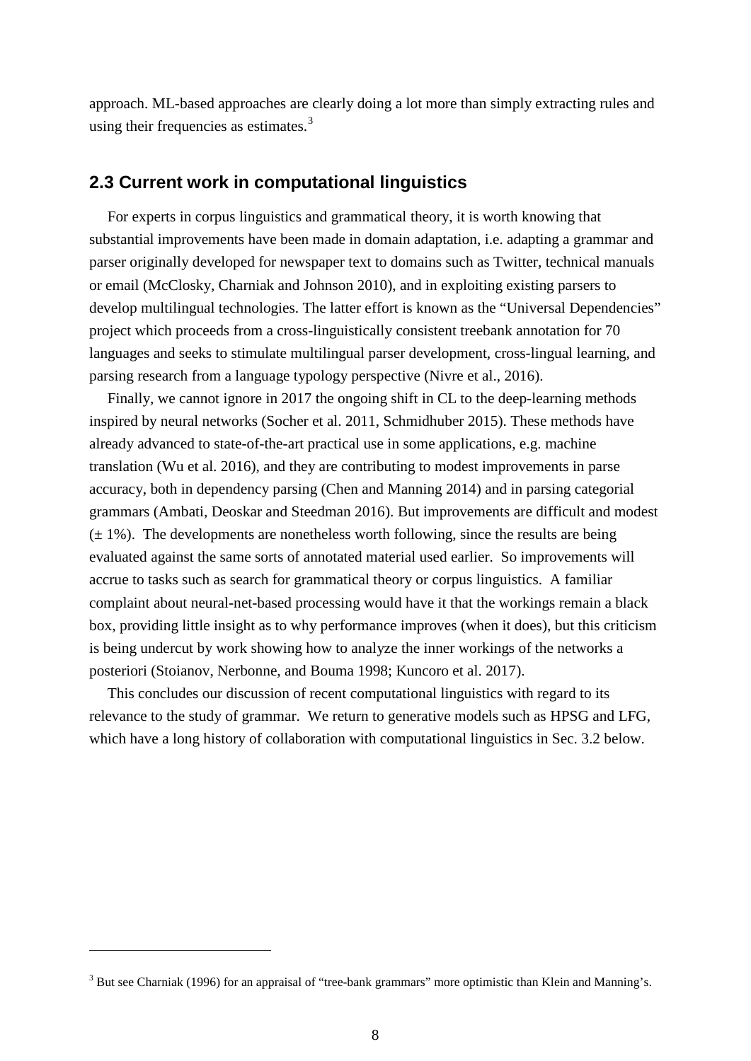approach. ML-based approaches are clearly doing a lot more than simply extracting rules and using their frequencies as estimates.[3]

## 2.3 Current work in computational linguistics

For experts in corpus linguistics and grammatical theory, it is worth knowing that substantial improvements have been made in domain adaptation, i.e. adapting a grammar and parser originally developed for newspaper text to domains such as Twitter, technical manuals or email (McClosky, Charniak and Johnson 2010), and in exploiting existing parsers to develop multilingual technologies. The latter effort is known as the "Universal Dependencies" project which proceeds from a cross-linguistically consistent treebank annotation for 70 languages and seeks to stimulate multilingual parser development, cross-lingual learning, and parsing research from a language typology perspective (Nivre et al., 2016).

Finally, we cannot ignore in 2017 the ongoing shift in CL to the deep-learning methods inspired by neural networks (Socher et al. 2011, Schmidhuber 2015). These methods have already advanced to state-of-the-art practical use in some applications, e.g. machine translation (Wu et al. 2016), and they are contributing to modest improvements in parse accuracy, both in dependency parsing (Chen and Manning 2014) and in parsing categorial grammars (Ambati, Deoskar and Steedman 2016). But improvements are difficult and modest (± 1%). The developments are nonetheless worth following, since the results are being evaluated against the same sorts of annotated material used earlier. So improvements will accrue to tasks such as search for grammatical theory or corpus linguistics. A familiar complaint about neural-net-based processing would have it that the workings remain a black box, providing little insight as to why performance improves (when it does), but this criticism is being undercut by work showing how to analyze the inner workings of the networks a posteriori (Stoianov, Nerbonne, and Bouma 1998; Kuncoro et al. 2017).

This concludes our discussion of recent computational linguistics with regard to its relevance to the study of grammar. We return to generative models such as HPSG and LFG, which have a long history of collaboration with computational linguistics in Sec. 3.2 below.

[3] But see Charniak (1996) for an appraisal of "tree-bank grammars" more optimistic than Klein and Manning's.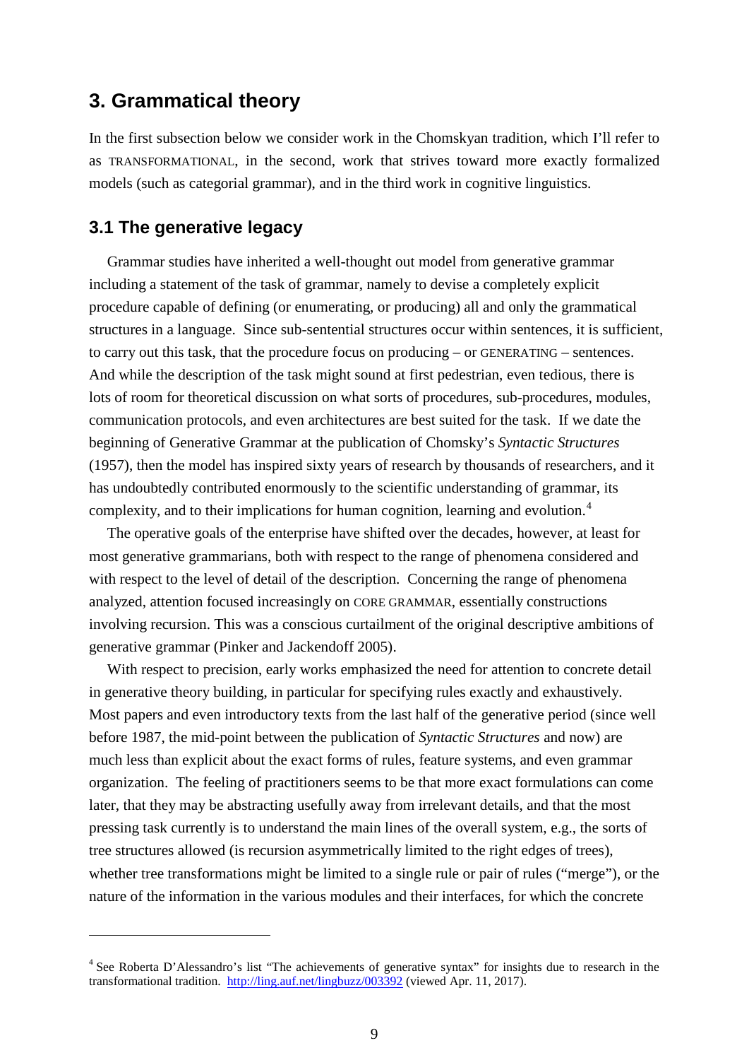## 3. Grammatical theory

In the first subsection below we consider work in the Chomskyan tradition, which I'll refer to as TRANSFORMATIONAL, in the second, work that strives toward more exactly formalized models (such as categorial grammar), and in the third work in cognitive linguistics.

### 3.1 The generative legacy

Grammar studies have inherited a well-thought out model from generative grammar including a statement of the task of grammar, namely to devise a completely explicit procedure capable of defining (or enumerating, or producing) all and only the grammatical structures in a language. Since sub-sentential structures occur within sentences, it is sufficient, to carry out this task, that the procedure focus on producing – or GENERATING – sentences. And while the description of the task might sound at first pedestrian, even tedious, there is lots of room for theoretical discussion on what sorts of procedures, sub-procedures, modules, communication protocols, and even architectures are best suited for the task. If we date the beginning of Generative Grammar at the publication of Chomsky's *Syntactic Structures* (1957), then the model has inspired sixty years of research by thousands of researchers, and it has undoubtedly contributed enormously to the scientific understanding of grammar, its complexity, and to their implications for human cognition, learning and evolution.[4]

The operative goals of the enterprise have shifted over the decades, however, at least for most generative grammarians, both with respect to the range of phenomena considered and with respect to the level of detail of the description. Concerning the range of phenomena analyzed, attention focused increasingly on CORE GRAMMAR, essentially constructions involving recursion. This was a conscious curtailment of the original descriptive ambitions of generative grammar (Pinker and Jackendoff 2005).

With respect to precision, early works emphasized the need for attention to concrete detail in generative theory building, in particular for specifying rules exactly and exhaustively. Most papers and even introductory texts from the last half of the generative period (since well before 1987, the mid-point between the publication of *Syntactic Structures* and now) are much less than explicit about the exact forms of rules, feature systems, and even grammar organization. The feeling of practitioners seems to be that more exact formulations can come later, that they may be abstracting usefully away from irrelevant details, and that the most pressing task currently is to understand the main lines of the overall system, e.g., the sorts of tree structures allowed (is recursion asymmetrically limited to the right edges of trees), whether tree transformations might be limited to a single rule or pair of rules ("merge"), or the nature of the information in the various modules and their interfaces, for which the concrete

[4] See Roberta D'Alessandro's list "The achievements of generative syntax" for insights due to research in the transformational tradition. http://ling.auf.net/lingbuzz/003392 (viewed Apr. 11, 2017).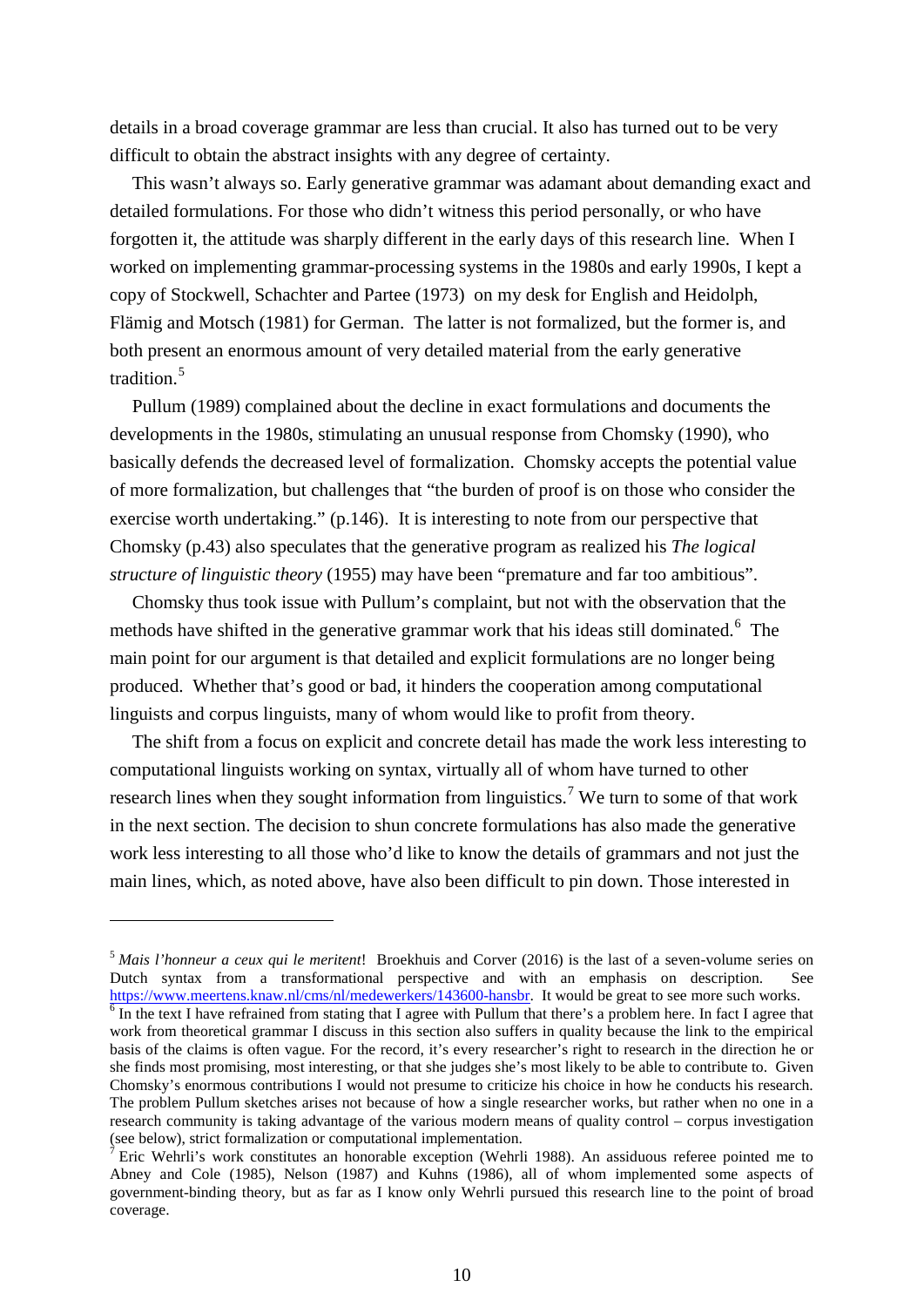details in a broad coverage grammar are less than crucial. It also has turned out to be very difficult to obtain the abstract insights with any degree of certainty.

This wasn't always so. Early generative grammar was adamant about demanding exact and detailed formulations. For those who didn't witness this period personally, or who have forgotten it, the attitude was sharply different in the early days of this research line. When I worked on implementing grammar-processing systems in the 1980s and early 1990s, I kept a copy of Stockwell, Schachter and Partee (1973) on my desk for English and Heidolph, Flämig and Motsch (1981) for German. The latter is not formalized, but the former is, and both present an enormous amount of very detailed material from the early generative tradition.[5]

Pullum (1989) complained about the decline in exact formulations and documents the developments in the 1980s, stimulating an unusual response from Chomsky (1990), who basically defends the decreased level of formalization. Chomsky accepts the potential value of more formalization, but challenges that "the burden of proof is on those who consider the exercise worth undertaking." (p.146). It is interesting to note from our perspective that Chomsky (p.43) also speculates that the generative program as realized his *The logical structure of linguistic theory* (1955) may have been "premature and far too ambitious".

Chomsky thus took issue with Pullum's complaint, but not with the observation that the methods have shifted in the generative grammar work that his ideas still dominated.[6] The main point for our argument is that detailed and explicit formulations are no longer being produced. Whether that's good or bad, it hinders the cooperation among computational linguists and corpus linguists, many of whom would like to profit from theory.

The shift from a focus on explicit and concrete detail has made the work less interesting to computational linguists working on syntax, virtually all of whom have turned to other research lines when they sought information from linguistics.[7] We turn to some of that work in the next section. The decision to shun concrete formulations has also made the generative work less interesting to all those who'd like to know the details of grammars and not just the main lines, which, as noted above, have also been difficult to pin down. Those interested in

---

[5] *Mais l'honneur a ceux qui le meritent*! Broekhuis and Corver (2016) is the last of a seven-volume series on Dutch syntax from a transformational perspective and with an emphasis on description. See https://www.meertens.knaw.nl/cms/nl/medewerkers/143600-hansbr. It would be great to see more such works.

[6] In the text I have refrained from stating that I agree with Pullum that there's a problem here. In fact I agree that work from theoretical grammar I discuss in this section also suffers in quality because the link to the empirical basis of the claims is often vague. For the record, it's every researcher's right to research in the direction he or she finds most promising, most interesting, or that she judges she's most likely to be able to contribute to. Given Chomsky's enormous contributions I would not presume to criticize his choice in how he conducts his research. The problem Pullum sketches arises not because of how a single researcher works, but rather when no one in a research community is taking advantage of the various modern means of quality control – corpus investigation (see below), strict formalization or computational implementation.

[7] Eric Wehrli's work constitutes an honorable exception (Wehrli 1988). An assiduous referee pointed me to Abney and Cole (1985), Nelson (1987) and Kuhns (1986), all of whom implemented some aspects of government-binding theory, but as far as I know only Wehrli pursued this research line to the point of broad coverage.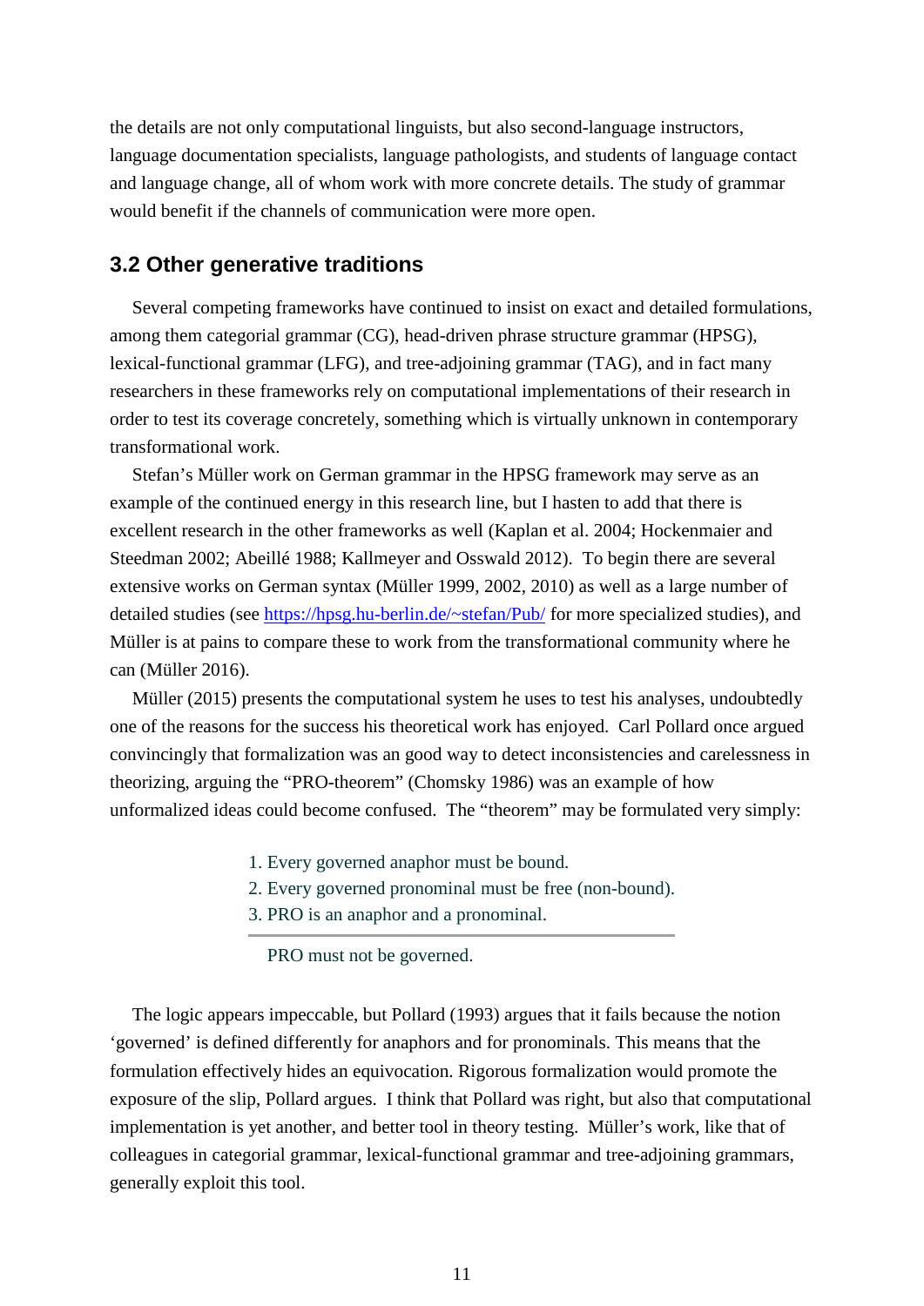the details are not only computational linguists, but also second-language instructors, language documentation specialists, language pathologists, and students of language contact and language change, all of whom work with more concrete details. The study of grammar would benefit if the channels of communication were more open.

## 3.2 Other generative traditions

Several competing frameworks have continued to insist on exact and detailed formulations, among them categorial grammar (CG), head-driven phrase structure grammar (HPSG), lexical-functional grammar (LFG), and tree-adjoining grammar (TAG), and in fact many researchers in these frameworks rely on computational implementations of their research in order to test its coverage concretely, something which is virtually unknown in contemporary transformational work.

Stefan's Müller work on German grammar in the HPSG framework may serve as an example of the continued energy in this research line, but I hasten to add that there is excellent research in the other frameworks as well (Kaplan et al. 2004; Hockenmaier and Steedman 2002; Abeillé 1988; Kallmeyer and Osswald 2012). To begin there are several extensive works on German syntax (Müller 1999, 2002, 2010) as well as a large number of detailed studies (see https://hpsg.hu-berlin.de/~stefan/Pub/ for more specialized studies), and Müller is at pains to compare these to work from the transformational community where he can (Müller 2016).

Müller (2015) presents the computational system he uses to test his analyses, undoubtedly one of the reasons for the success his theoretical work has enjoyed. Carl Pollard once argued convincingly that formalization was an good way to detect inconsistencies and carelessness in theorizing, arguing the "PRO-theorem" (Chomsky 1986) was an example of how unformalized ideas could become confused. The "theorem" may be formulated very simply:

1. Every governed anaphor must be bound.
2. Every governed pronominal must be free (non-bound).
3. PRO is an anaphor and a pronominal.

---

PRO must not be governed.

The logic appears impeccable, but Pollard (1993) argues that it fails because the notion 'governed' is defined differently for anaphors and for pronominals. This means that the formulation effectively hides an equivocation. Rigorous formalization would promote the exposure of the slip, Pollard argues. I think that Pollard was right, but also that computational implementation is yet another, and better tool in theory testing. Müller's work, like that of colleagues in categorial grammar, lexical-functional grammar and tree-adjoining grammars, generally exploit this tool.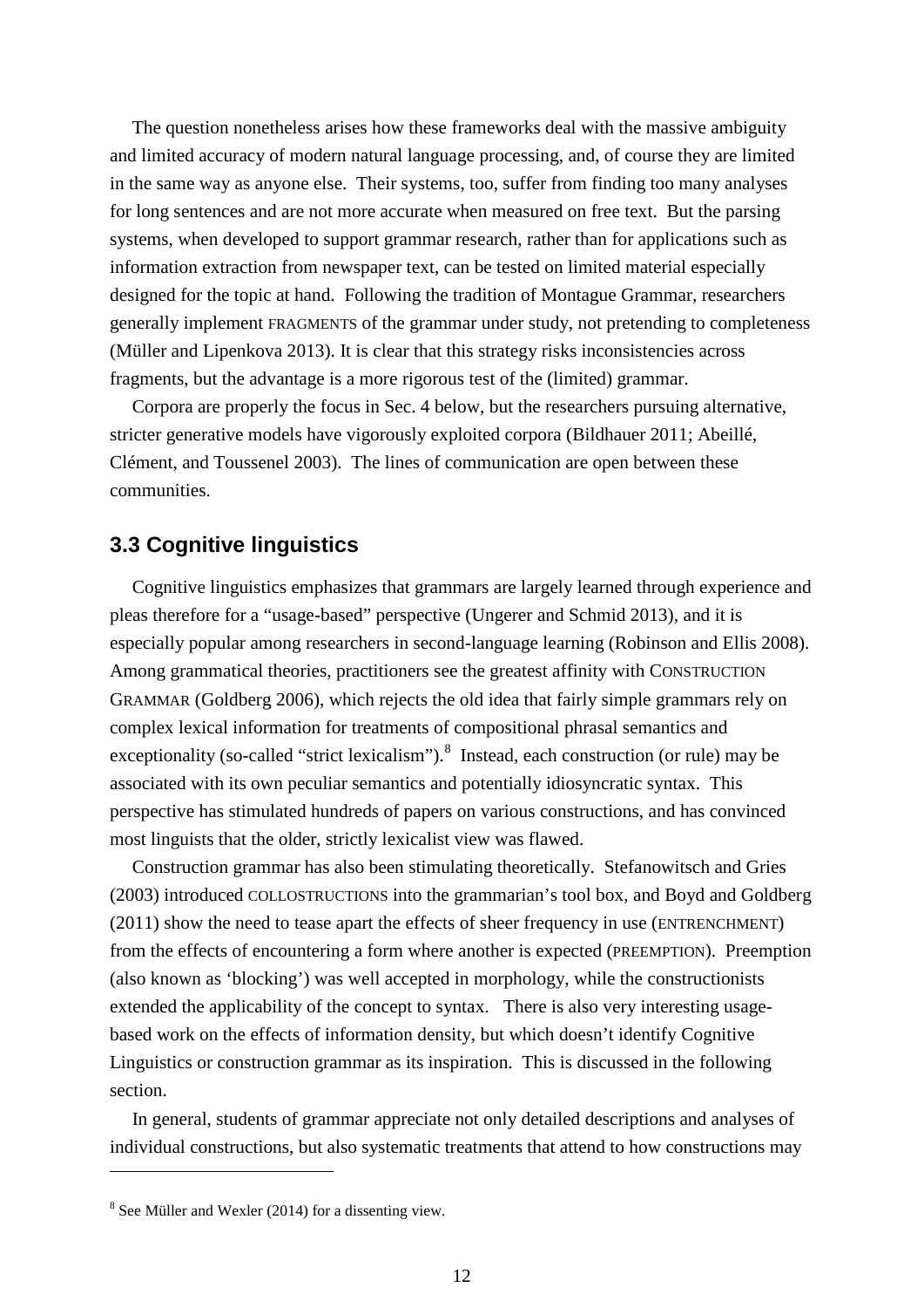The question nonetheless arises how these frameworks deal with the massive ambiguity and limited accuracy of modern natural language processing, and, of course they are limited in the same way as anyone else. Their systems, too, suffer from finding too many analyses for long sentences and are not more accurate when measured on free text. But the parsing systems, when developed to support grammar research, rather than for applications such as information extraction from newspaper text, can be tested on limited material especially designed for the topic at hand. Following the tradition of Montague Grammar, researchers generally implement FRAGMENTS of the grammar under study, not pretending to completeness (Müller and Lipenkova 2013). It is clear that this strategy risks inconsistencies across fragments, but the advantage is a more rigorous test of the (limited) grammar.

Corpora are properly the focus in Sec. 4 below, but the researchers pursuing alternative, stricter generative models have vigorously exploited corpora (Bildhauer 2011; Abeillé, Clément, and Toussenel 2003). The lines of communication are open between these communities.

## 3.3 Cognitive linguistics

Cognitive linguistics emphasizes that grammars are largely learned through experience and pleas therefore for a "usage-based" perspective (Ungerer and Schmid 2013), and it is especially popular among researchers in second-language learning (Robinson and Ellis 2008). Among grammatical theories, practitioners see the greatest affinity with CONSTRUCTION GRAMMAR (Goldberg 2006), which rejects the old idea that fairly simple grammars rely on complex lexical information for treatments of compositional phrasal semantics and exceptionality (so-called "strict lexicalism").[8] Instead, each construction (or rule) may be associated with its own peculiar semantics and potentially idiosyncratic syntax. This perspective has stimulated hundreds of papers on various constructions, and has convinced most linguists that the older, strictly lexicalist view was flawed.

Construction grammar has also been stimulating theoretically. Stefanowitsch and Gries (2003) introduced COLLOSTRUCTIONS into the grammarian's tool box, and Boyd and Goldberg (2011) show the need to tease apart the effects of sheer frequency in use (ENTRENCHMENT) from the effects of encountering a form where another is expected (PREEMPTION). Preemption (also known as 'blocking') was well accepted in morphology, while the constructionists extended the applicability of the concept to syntax. There is also very interesting usage-based work on the effects of information density, but which doesn't identify Cognitive Linguistics or construction grammar as its inspiration. This is discussed in the following section.

In general, students of grammar appreciate not only detailed descriptions and analyses of individual constructions, but also systematic treatments that attend to how constructions may

---

[8] See Müller and Wexler (2014) for a dissenting view.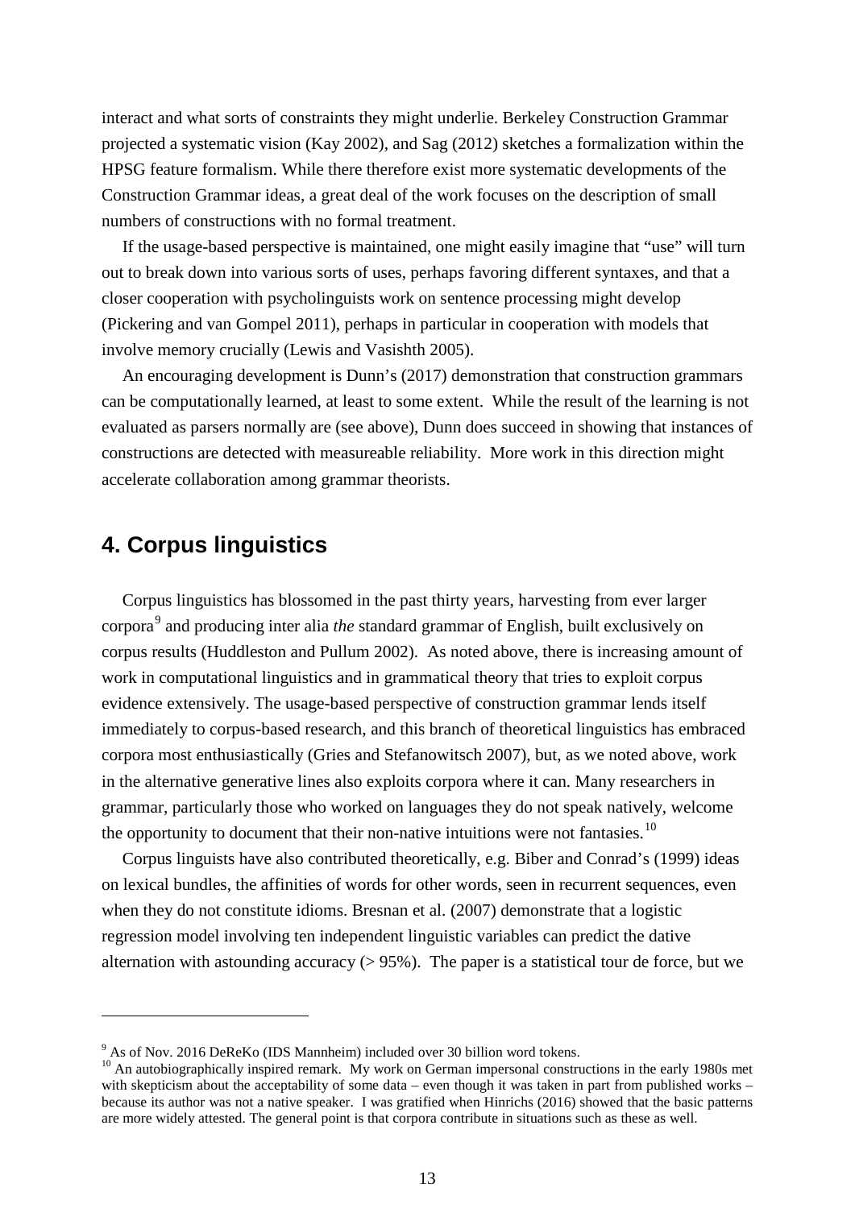interact and what sorts of constraints they might underlie. Berkeley Construction Grammar projected a systematic vision (Kay 2002), and Sag (2012) sketches a formalization within the HPSG feature formalism. While there therefore exist more systematic developments of the Construction Grammar ideas, a great deal of the work focuses on the description of small numbers of constructions with no formal treatment.

If the usage-based perspective is maintained, one might easily imagine that "use" will turn out to break down into various sorts of uses, perhaps favoring different syntaxes, and that a closer cooperation with psycholinguists work on sentence processing might develop (Pickering and van Gompel 2011), perhaps in particular in cooperation with models that involve memory crucially (Lewis and Vasishth 2005).

An encouraging development is Dunn's (2017) demonstration that construction grammars can be computationally learned, at least to some extent. While the result of the learning is not evaluated as parsers normally are (see above), Dunn does succeed in showing that instances of constructions are detected with measureable reliability. More work in this direction might accelerate collaboration among grammar theorists.

## 4. Corpus linguistics

Corpus linguistics has blossomed in the past thirty years, harvesting from ever larger corpora[9] and producing inter alia *the* standard grammar of English, built exclusively on corpus results (Huddleston and Pullum 2002). As noted above, there is increasing amount of work in computational linguistics and in grammatical theory that tries to exploit corpus evidence extensively. The usage-based perspective of construction grammar lends itself immediately to corpus-based research, and this branch of theoretical linguistics has embraced corpora most enthusiastically (Gries and Stefanowitsch 2007), but, as we noted above, work in the alternative generative lines also exploits corpora where it can. Many researchers in grammar, particularly those who worked on languages they do not speak natively, welcome the opportunity to document that their non-native intuitions were not fantasies.[10]

Corpus linguists have also contributed theoretically, e.g. Biber and Conrad's (1999) ideas on lexical bundles, the affinities of words for other words, seen in recurrent sequences, even when they do not constitute idioms. Bresnan et al. (2007) demonstrate that a logistic regression model involving ten independent linguistic variables can predict the dative alternation with astounding accuracy (> 95%). The paper is a statistical tour de force, but we

---

[9] As of Nov. 2016 DeReKo (IDS Mannheim) included over 30 billion word tokens.

[10] An autobiographically inspired remark. My work on German impersonal constructions in the early 1980s met with skepticism about the acceptability of some data – even though it was taken in part from published works – because its author was not a native speaker. I was gratified when Hinrichs (2016) showed that the basic patterns are more widely attested. The general point is that corpora contribute in situations such as these as well.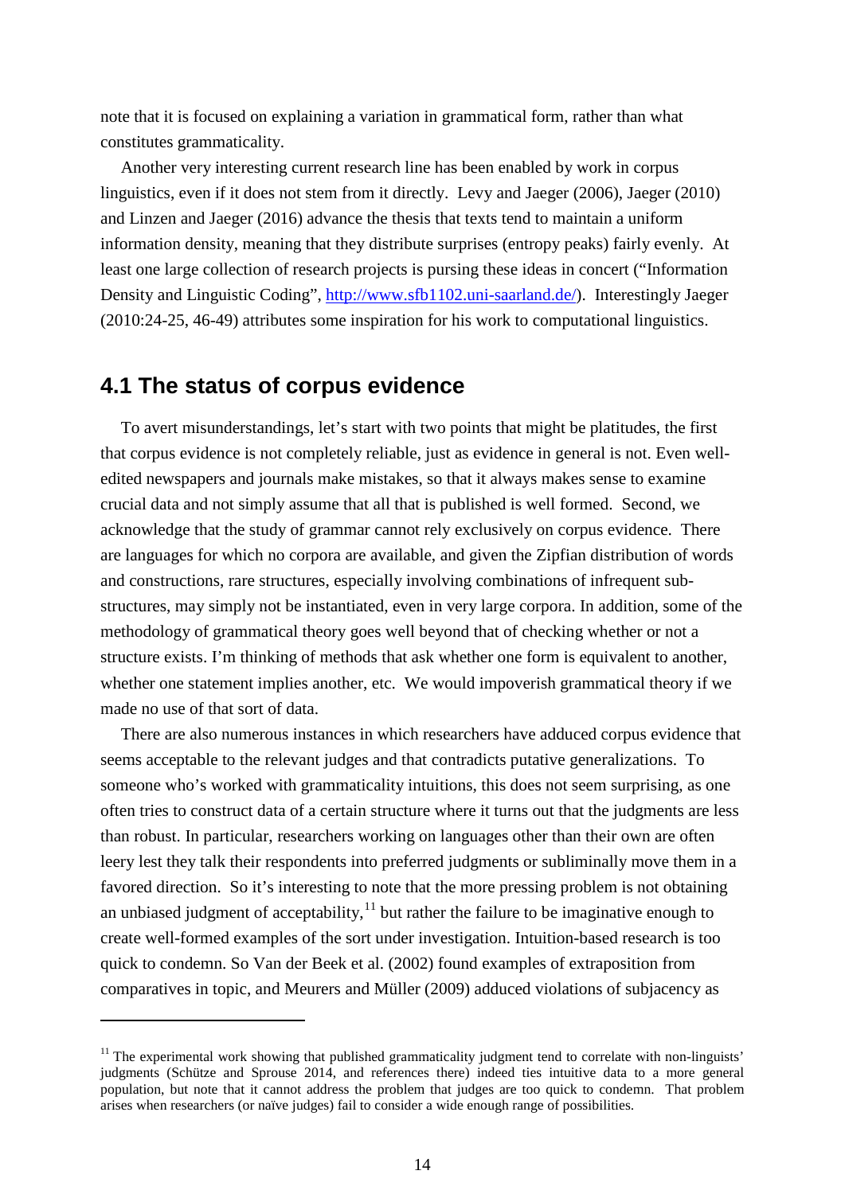note that it is focused on explaining a variation in grammatical form, rather than what constitutes grammaticality.

Another very interesting current research line has been enabled by work in corpus linguistics, even if it does not stem from it directly. Levy and Jaeger (2006), Jaeger (2010) and Linzen and Jaeger (2016) advance the thesis that texts tend to maintain a uniform information density, meaning that they distribute surprises (entropy peaks) fairly evenly. At least one large collection of research projects is pursing these ideas in concert ("Information Density and Linguistic Coding", http://www.sfb1102.uni-saarland.de/). Interestingly Jaeger (2010:24-25, 46-49) attributes some inspiration for his work to computational linguistics.

## 4.1 The status of corpus evidence

To avert misunderstandings, let's start with two points that might be platitudes, the first that corpus evidence is not completely reliable, just as evidence in general is not. Even well-edited newspapers and journals make mistakes, so that it always makes sense to examine crucial data and not simply assume that all that is published is well formed. Second, we acknowledge that the study of grammar cannot rely exclusively on corpus evidence. There are languages for which no corpora are available, and given the Zipfian distribution of words and constructions, rare structures, especially involving combinations of infrequent sub-structures, may simply not be instantiated, even in very large corpora. In addition, some of the methodology of grammatical theory goes well beyond that of checking whether or not a structure exists. I'm thinking of methods that ask whether one form is equivalent to another, whether one statement implies another, etc. We would impoverish grammatical theory if we made no use of that sort of data.

There are also numerous instances in which researchers have adduced corpus evidence that seems acceptable to the relevant judges and that contradicts putative generalizations. To someone who's worked with grammaticality intuitions, this does not seem surprising, as one often tries to construct data of a certain structure where it turns out that the judgments are less than robust. In particular, researchers working on languages other than their own are often leery lest they talk their respondents into preferred judgments or subliminally move them in a favored direction. So it's interesting to note that the more pressing problem is not obtaining an unbiased judgment of acceptability,[11] but rather the failure to be imaginative enough to create well-formed examples of the sort under investigation. Intuition-based research is too quick to condemn. So Van der Beek et al. (2002) found examples of extraposition from comparatives in topic, and Meurers and Müller (2009) adduced violations of subjacency as

---

[11] The experimental work showing that published grammaticality judgment tend to correlate with non-linguists' judgments (Schütze and Sprouse 2014, and references there) indeed ties intuitive data to a more general population, but note that it cannot address the problem that judges are too quick to condemn. That problem arises when researchers (or naïve judges) fail to consider a wide enough range of possibilities.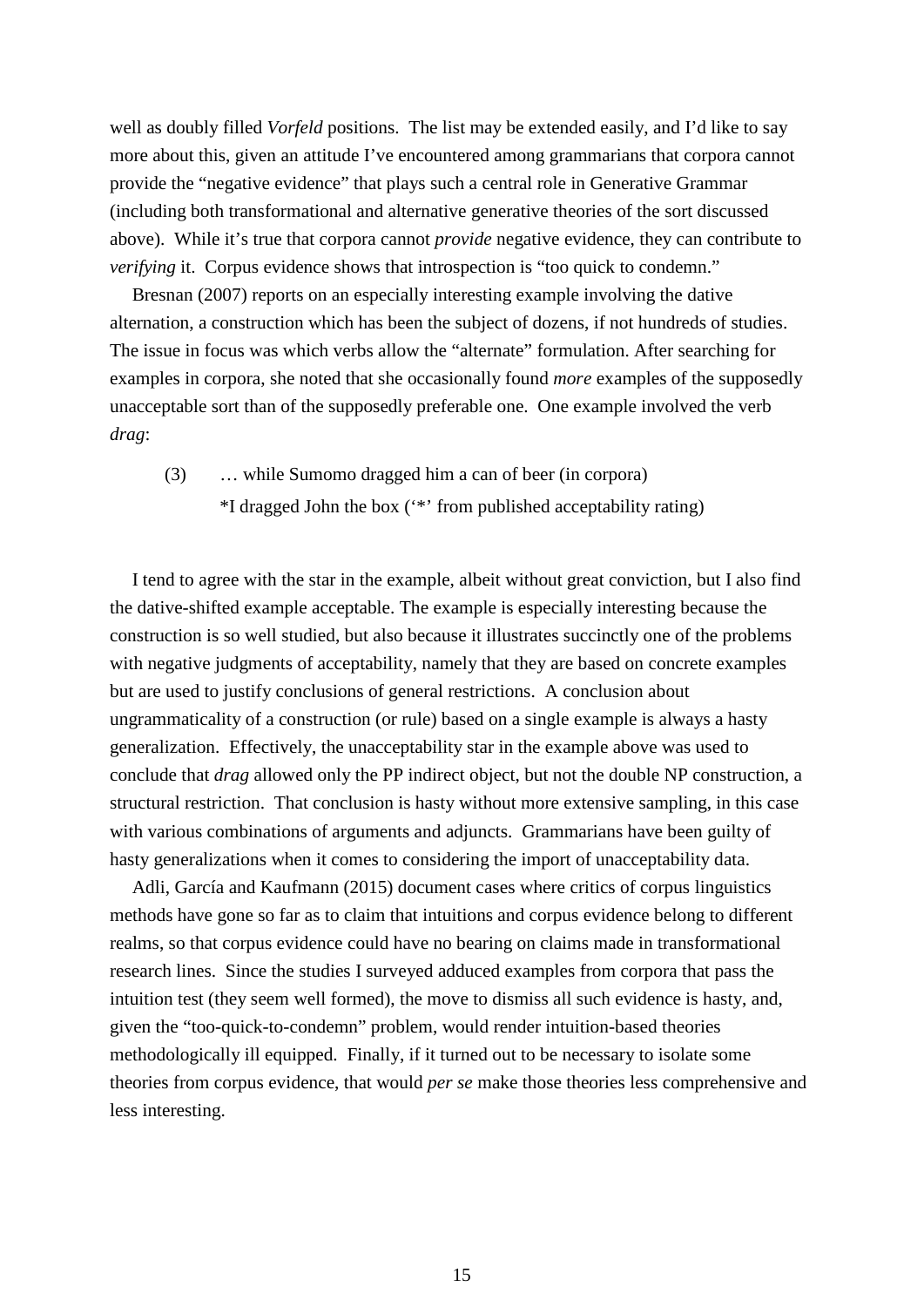well as doubly filled *Vorfeld* positions. The list may be extended easily, and I'd like to say more about this, given an attitude I've encountered among grammarians that corpora cannot provide the "negative evidence" that plays such a central role in Generative Grammar (including both transformational and alternative generative theories of the sort discussed above). While it's true that corpora cannot *provide* negative evidence, they can contribute to *verifying* it. Corpus evidence shows that introspection is "too quick to condemn."

Bresnan (2007) reports on an especially interesting example involving the dative alternation, a construction which has been the subject of dozens, if not hundreds of studies. The issue in focus was which verbs allow the "alternate" formulation. After searching for examples in corpora, she noted that she occasionally found *more* examples of the supposedly unacceptable sort than of the supposedly preferable one. One example involved the verb *drag*:

(3) … while Sumomo dragged him a can of beer (in corpora)
*I dragged John the box ('*' from published acceptability rating)

I tend to agree with the star in the example, albeit without great conviction, but I also find the dative-shifted example acceptable. The example is especially interesting because the construction is so well studied, but also because it illustrates succinctly one of the problems with negative judgments of acceptability, namely that they are based on concrete examples but are used to justify conclusions of general restrictions. A conclusion about ungrammaticality of a construction (or rule) based on a single example is always a hasty generalization. Effectively, the unacceptability star in the example above was used to conclude that *drag* allowed only the PP indirect object, but not the double NP construction, a structural restriction. That conclusion is hasty without more extensive sampling, in this case with various combinations of arguments and adjuncts. Grammarians have been guilty of hasty generalizations when it comes to considering the import of unacceptability data.

Adli, García and Kaufmann (2015) document cases where critics of corpus linguistics methods have gone so far as to claim that intuitions and corpus evidence belong to different realms, so that corpus evidence could have no bearing on claims made in transformational research lines. Since the studies I surveyed adduced examples from corpora that pass the intuition test (they seem well formed), the move to dismiss all such evidence is hasty, and, given the "too-quick-to-condemn" problem, would render intuition-based theories methodologically ill equipped. Finally, if it turned out to be necessary to isolate some theories from corpus evidence, that would *per se* make those theories less comprehensive and less interesting.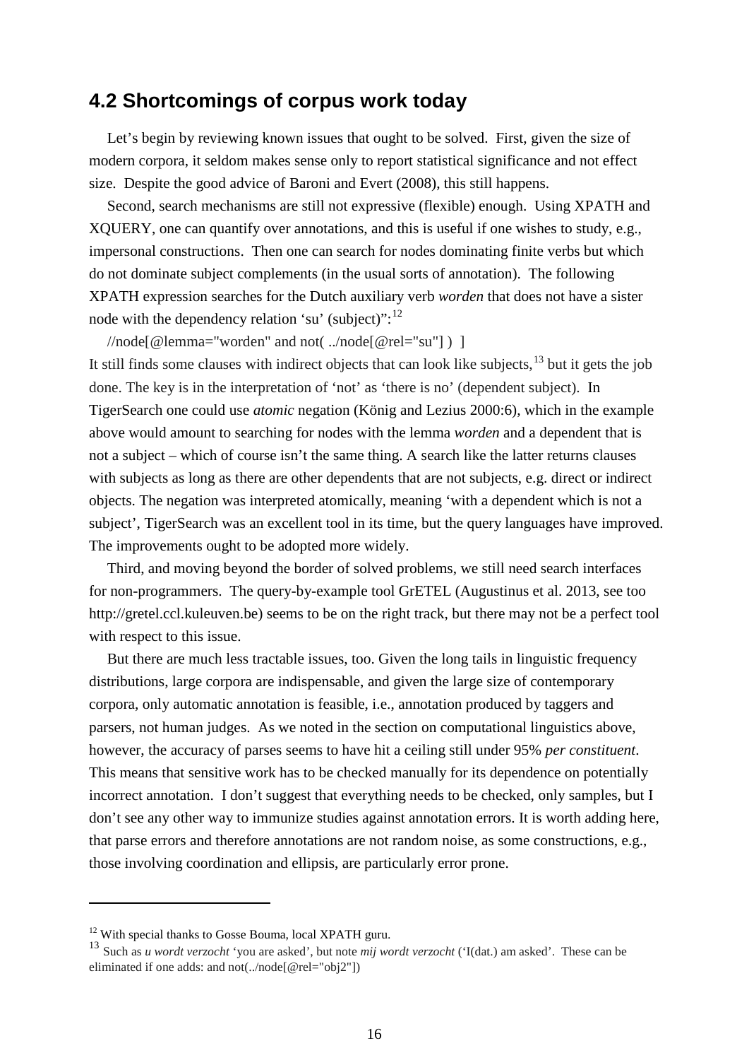## 4.2 Shortcomings of corpus work today

Let's begin by reviewing known issues that ought to be solved. First, given the size of modern corpora, it seldom makes sense only to report statistical significance and not effect size. Despite the good advice of Baroni and Evert (2008), this still happens.

Second, search mechanisms are still not expressive (flexible) enough. Using XPATH and XQUERY, one can quantify over annotations, and this is useful if one wishes to study, e.g., impersonal constructions. Then one can search for nodes dominating finite verbs but which do not dominate subject complements (in the usual sorts of annotation). The following XPATH expression searches for the Dutch auxiliary verb *worden* that does not have a sister node with the dependency relation 'su' (subject)":[12]

```
//node[@lemma="worden" and not( ../node[@rel="su"] ) ]
```

It still finds some clauses with indirect objects that can look like subjects,[13] but it gets the job done. The key is in the interpretation of 'not' as 'there is no' (dependent subject). In TigerSearch one could use *atomic* negation (König and Lezius 2000:6), which in the example above would amount to searching for nodes with the lemma *worden* and a dependent that is not a subject – which of course isn't the same thing. A search like the latter returns clauses with subjects as long as there are other dependents that are not subjects, e.g. direct or indirect objects. The negation was interpreted atomically, meaning 'with a dependent which is not a subject', TigerSearch was an excellent tool in its time, but the query languages have improved. The improvements ought to be adopted more widely.

Third, and moving beyond the border of solved problems, we still need search interfaces for non-programmers. The query-by-example tool GrETEL (Augustinus et al. 2013, see too http://gretel.ccl.kuleuven.be) seems to be on the right track, but there may not be a perfect tool with respect to this issue.

But there are much less tractable issues, too. Given the long tails in linguistic frequency distributions, large corpora are indispensable, and given the large size of contemporary corpora, only automatic annotation is feasible, i.e., annotation produced by taggers and parsers, not human judges. As we noted in the section on computational linguistics above, however, the accuracy of parses seems to have hit a ceiling still under 95% *per constituent*. This means that sensitive work has to be checked manually for its dependence on potentially incorrect annotation. I don't suggest that everything needs to be checked, only samples, but I don't see any other way to immunize studies against annotation errors. It is worth adding here, that parse errors and therefore annotations are not random noise, as some constructions, e.g., those involving coordination and ellipsis, are particularly error prone.

---

[12] With special thanks to Gosse Bouma, local XPATH guru.

[13] Such as *u wordt verzocht* 'you are asked', but note *mij wordt verzocht* ('I(dat.) am asked'. These can be eliminated if one adds: and not(../node[@rel="obj2"])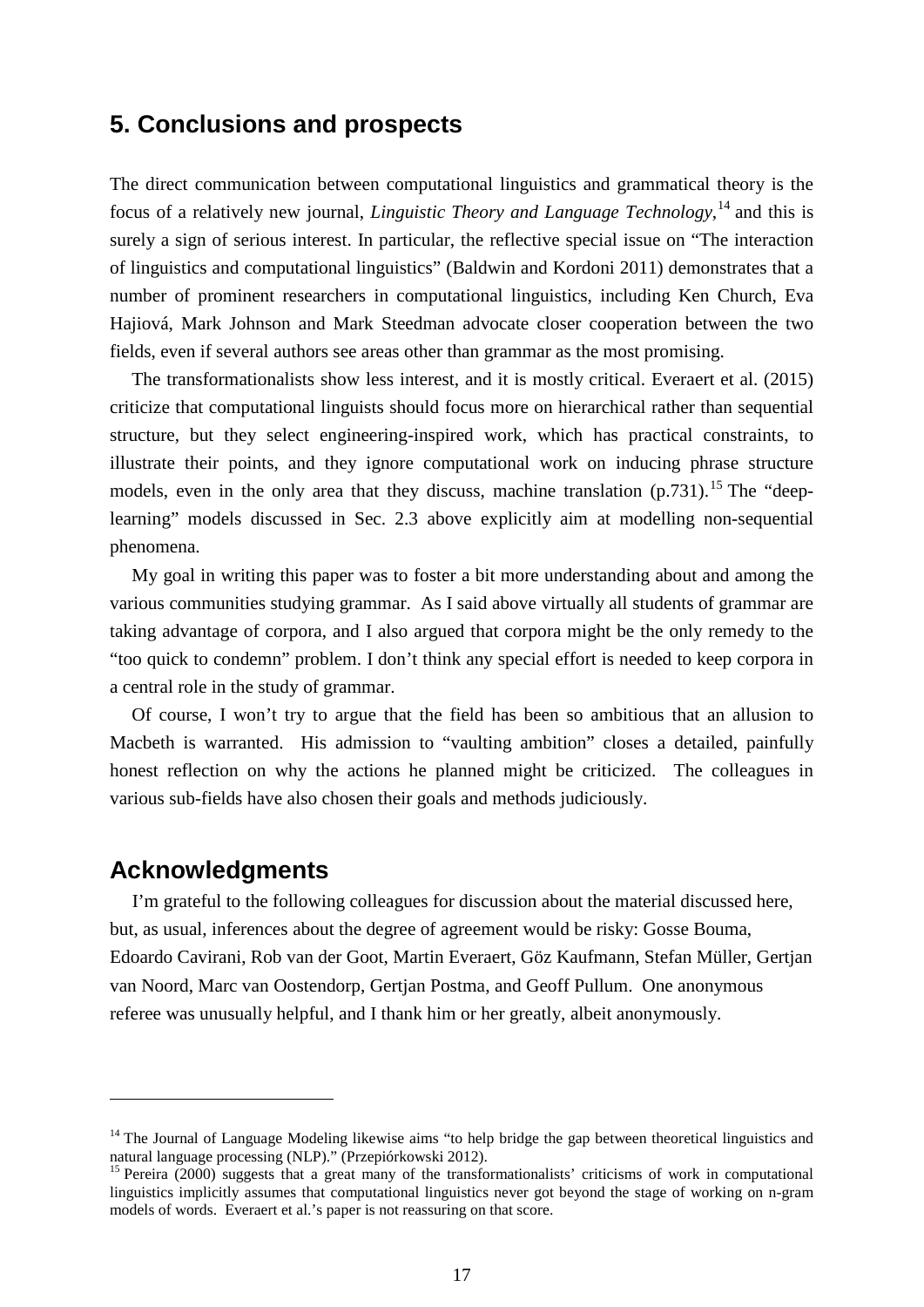## 5. Conclusions and prospects

The direct communication between computational linguistics and grammatical theory is the focus of a relatively new journal, *Linguistic Theory and Language Technology*,[14] and this is surely a sign of serious interest. In particular, the reflective special issue on "The interaction of linguistics and computational linguistics" (Baldwin and Kordoni 2011) demonstrates that a number of prominent researchers in computational linguistics, including Ken Church, Eva Hajiová, Mark Johnson and Mark Steedman advocate closer cooperation between the two fields, even if several authors see areas other than grammar as the most promising.

The transformationalists show less interest, and it is mostly critical. Everaert et al. (2015) criticize that computational linguists should focus more on hierarchical rather than sequential structure, but they select engineering-inspired work, which has practical constraints, to illustrate their points, and they ignore computational work on inducing phrase structure models, even in the only area that they discuss, machine translation (p.731).[15] The "deep-learning" models discussed in Sec. 2.3 above explicitly aim at modelling non-sequential phenomena.

My goal in writing this paper was to foster a bit more understanding about and among the various communities studying grammar. As I said above virtually all students of grammar are taking advantage of corpora, and I also argued that corpora might be the only remedy to the "too quick to condemn" problem. I don't think any special effort is needed to keep corpora in a central role in the study of grammar.

Of course, I won't try to argue that the field has been so ambitious that an allusion to Macbeth is warranted. His admission to "vaulting ambition" closes a detailed, painfully honest reflection on why the actions he planned might be criticized. The colleagues in various sub-fields have also chosen their goals and methods judiciously.

## Acknowledgments

I'm grateful to the following colleagues for discussion about the material discussed here, but, as usual, inferences about the degree of agreement would be risky: Gosse Bouma, Edoardo Cavirani, Rob van der Goot, Martin Everaert, Göz Kaufmann, Stefan Müller, Gertjan van Noord, Marc van Oostendorp, Gertjan Postma, and Geoff Pullum. One anonymous referee was unusually helpful, and I thank him or her greatly, albeit anonymously.

---

[14] The Journal of Language Modeling likewise aims "to help bridge the gap between theoretical linguistics and natural language processing (NLP)." (Przepiórkowski 2012).

[15] Pereira (2000) suggests that a great many of the transformationalists' criticisms of work in computational linguistics implicitly assumes that computational linguistics never got beyond the stage of working on n-gram models of words. Everaert et al.'s paper is not reassuring on that score.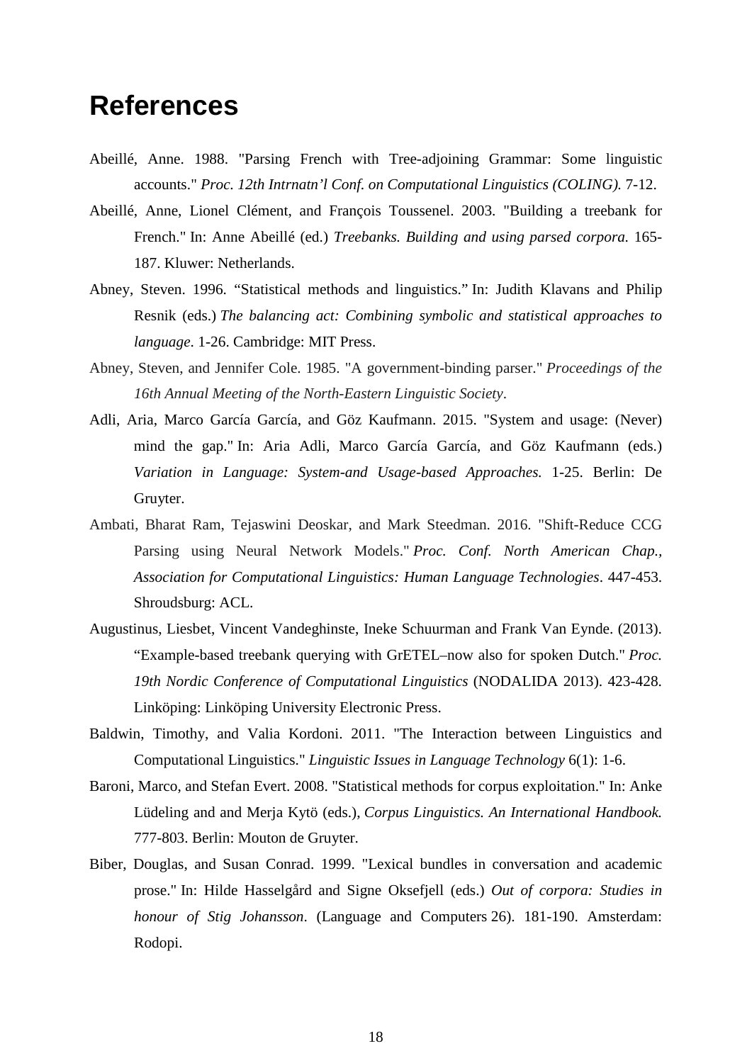# References

Abeillé, Anne. 1988. "Parsing French with Tree-adjoining Grammar: Some linguistic accounts." *Proc. 12th Intrnatn'l Conf. on Computational Linguistics (COLING).* 7-12.

Abeillé, Anne, Lionel Clément, and François Toussenel. 2003. "Building a treebank for French." In: Anne Abeillé (ed.) *Treebanks. Building and using parsed corpora.* 165-187. Kluwer: Netherlands.

Abney, Steven. 1996. "Statistical methods and linguistics." In: Judith Klavans and Philip Resnik (eds.) *The balancing act: Combining symbolic and statistical approaches to language*. 1-26. Cambridge: MIT Press.

Abney, Steven, and Jennifer Cole. 1985. "A government-binding parser." *Proceedings of the 16th Annual Meeting of the North-Eastern Linguistic Society*.

Adli, Aria, Marco García García, and Göz Kaufmann. 2015. "System and usage: (Never) mind the gap." In: Aria Adli, Marco García García, and Göz Kaufmann (eds.) *Variation in Language: System-and Usage-based Approaches.* 1-25. Berlin: De Gruyter.

Ambati, Bharat Ram, Tejaswini Deoskar, and Mark Steedman. 2016. "Shift-Reduce CCG Parsing using Neural Network Models." *Proc. Conf. North American Chap., Association for Computational Linguistics: Human Language Technologies*. 447-453. Shroudsburg: ACL.

Augustinus, Liesbet, Vincent Vandeghinste, Ineke Schuurman and Frank Van Eynde. (2013). "Example-based treebank querying with GrETEL–now also for spoken Dutch." *Proc. 19th Nordic Conference of Computational Linguistics* (NODALIDA 2013). 423-428. Linköping: Linköping University Electronic Press.

Baldwin, Timothy, and Valia Kordoni. 2011. "The Interaction between Linguistics and Computational Linguistics." *Linguistic Issues in Language Technology* 6(1): 1-6.

Baroni, Marco, and Stefan Evert. 2008. "Statistical methods for corpus exploitation." In: Anke Lüdeling and and Merja Kytö (eds.), *Corpus Linguistics. An International Handbook.* 777-803. Berlin: Mouton de Gruyter.

Biber, Douglas, and Susan Conrad. 1999. "Lexical bundles in conversation and academic prose." In: Hilde Hasselgård and Signe Oksefjell (eds.) *Out of corpora: Studies in honour of Stig Johansson*. (Language and Computers 26). 181-190. Amsterdam: Rodopi.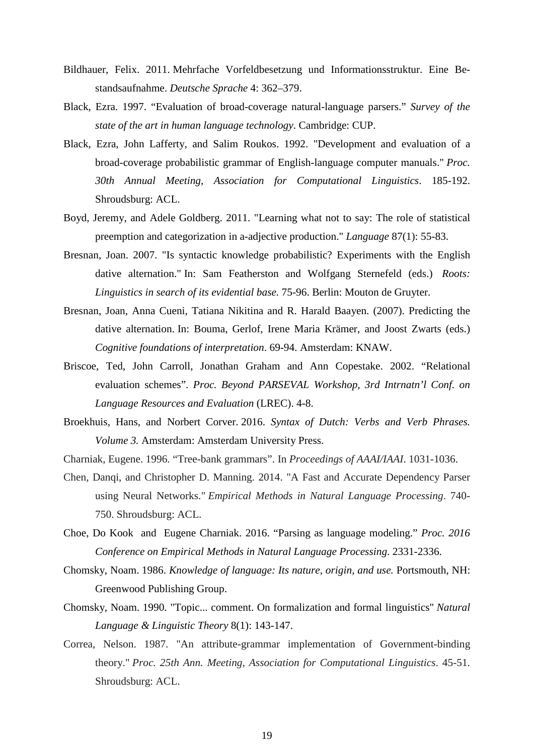Bildhauer, Felix. 2011. Mehrfache Vorfeldbesetzung und Informationsstruktur. Eine Bestandsaufnahme. *Deutsche Sprache* 4: 362–379.

Black, Ezra. 1997. "Evaluation of broad-coverage natural-language parsers." *Survey of the state of the art in human language technology*. Cambridge: CUP.

Black, Ezra, John Lafferty, and Salim Roukos. 1992. "Development and evaluation of a broad-coverage probabilistic grammar of English-language computer manuals." *Proc. 30th Annual Meeting, Association for Computational Linguistics*. 185-192. Shroudsburg: ACL.

Boyd, Jeremy, and Adele Goldberg. 2011. "Learning what not to say: The role of statistical preemption and categorization in a-adjective production." *Language* 87(1): 55-83.

Bresnan, Joan. 2007. "Is syntactic knowledge probabilistic? Experiments with the English dative alternation." In: Sam Featherston and Wolfgang Sternefeld (eds.) *Roots: Linguistics in search of its evidential base.* 75-96. Berlin: Mouton de Gruyter.

Bresnan, Joan, Anna Cueni, Tatiana Nikitina and R. Harald Baayen. (2007). Predicting the dative alternation. In: Bouma, Gerlof, Irene Maria Krämer, and Joost Zwarts (eds.) *Cognitive foundations of interpretation*. 69-94. Amsterdam: KNAW.

Briscoe, Ted, John Carroll, Jonathan Graham and Ann Copestake. 2002. "Relational evaluation schemes". *Proc. Beyond PARSEVAL Workshop, 3rd Intrnatn'l Conf. on Language Resources and Evaluation* (LREC). 4-8.

Broekhuis, Hans, and Norbert Corver. 2016. *Syntax of Dutch: Verbs and Verb Phrases. Volume 3.* Amsterdam: Amsterdam University Press.

Charniak, Eugene. 1996. "Tree-bank grammars". In *Proceedings of AAAI/IAAI*. 1031-1036.

Chen, Danqi, and Christopher D. Manning. 2014. "A Fast and Accurate Dependency Parser using Neural Networks." *Empirical Methods in Natural Language Processing*. 740-750. Shroudsburg: ACL.

Choe, Do Kook and Eugene Charniak. 2016. "Parsing as language modeling." *Proc. 2016 Conference on Empirical Methods in Natural Language Processing*. 2331-2336.

Chomsky, Noam. 1986. *Knowledge of language: Its nature, origin, and use.* Portsmouth, NH: Greenwood Publishing Group.

Chomsky, Noam. 1990. "Topic... comment. On formalization and formal linguistics" *Natural Language & Linguistic Theory* 8(1): 143-147.

Correa, Nelson. 1987. "An attribute-grammar implementation of Government-binding theory." *Proc. 25th Ann. Meeting, Association for Computational Linguistics*. 45-51. Shroudsburg: ACL.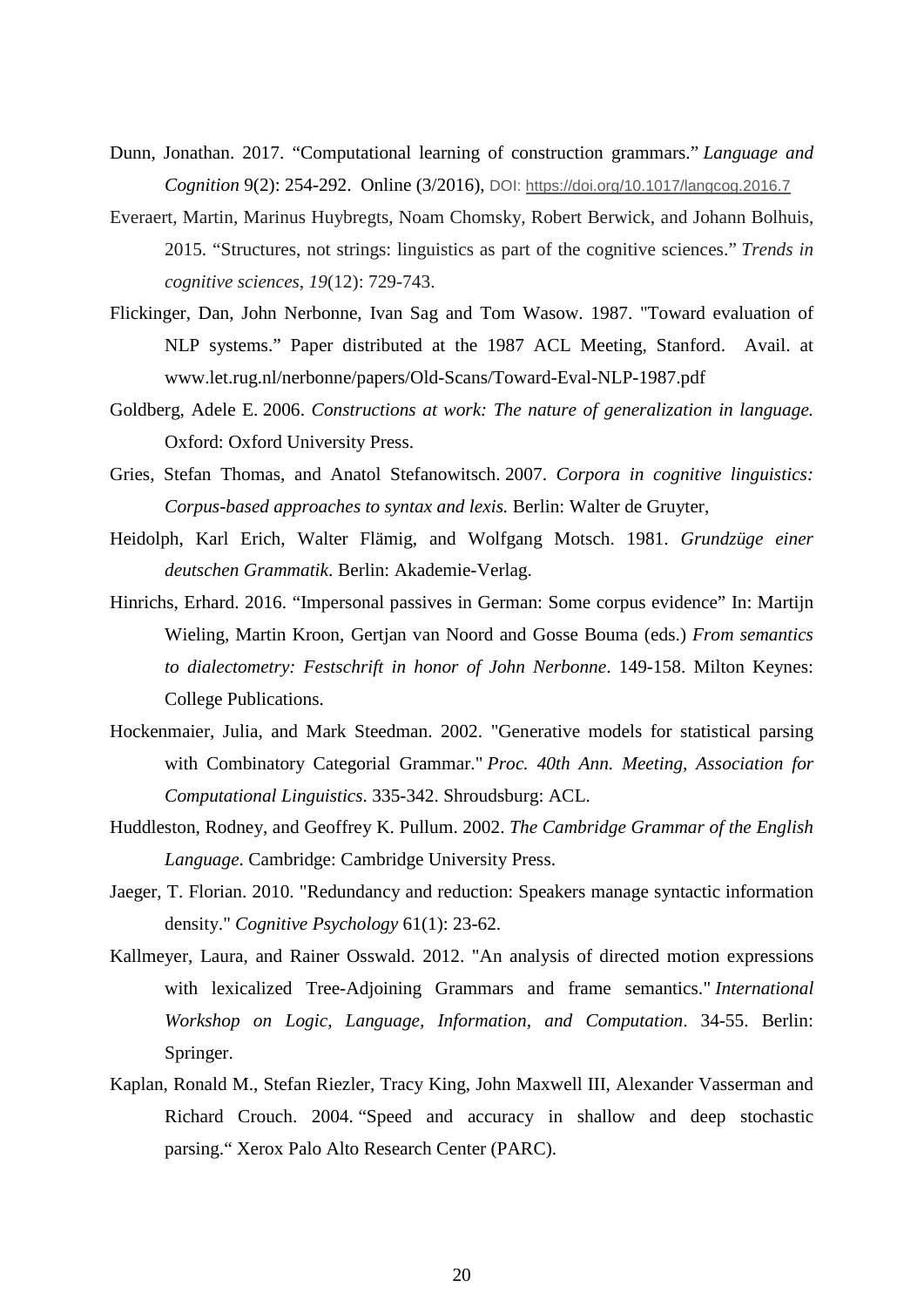Dunn, Jonathan. 2017. “Computational learning of construction grammars.” *Language and Cognition* 9(2): 254-292. Online (3/2016), DOI: https://doi.org/10.1017/langcog.2016.7

Everaert, Martin, Marinus Huybregts, Noam Chomsky, Robert Berwick, and Johann Bolhuis, 2015. “Structures, not strings: linguistics as part of the cognitive sciences.” *Trends in cognitive sciences*, *19*(12): 729-743.

Flickinger, Dan, John Nerbonne, Ivan Sag and Tom Wasow. 1987. "Toward evaluation of NLP systems.” Paper distributed at the 1987 ACL Meeting, Stanford. Avail. at www.let.rug.nl/nerbonne/papers/Old-Scans/Toward-Eval-NLP-1987.pdf

Goldberg, Adele E. 2006. *Constructions at work: The nature of generalization in language.* Oxford: Oxford University Press.

Gries, Stefan Thomas, and Anatol Stefanowitsch. 2007. *Corpora in cognitive linguistics: Corpus-based approaches to syntax and lexis.* Berlin: Walter de Gruyter,

Heidolph, Karl Erich, Walter Flämig, and Wolfgang Motsch. 1981. *Grundzüge einer deutschen Grammatik*. Berlin: Akademie-Verlag.

Hinrichs, Erhard. 2016. “Impersonal passives in German: Some corpus evidence” In: Martijn Wieling, Martin Kroon, Gertjan van Noord and Gosse Bouma (eds.) *From semantics to dialectometry: Festschrift in honor of John Nerbonne*. 149-158. Milton Keynes: College Publications.

Hockenmaier, Julia, and Mark Steedman. 2002. "Generative models for statistical parsing with Combinatory Categorial Grammar." *Proc. 40th Ann. Meeting, Association for Computational Linguistics*. 335-342. Shroudsburg: ACL.

Huddleston, Rodney, and Geoffrey K. Pullum. 2002. *The Cambridge Grammar of the English Language*. Cambridge: Cambridge University Press.

Jaeger, T. Florian. 2010. "Redundancy and reduction: Speakers manage syntactic information density." *Cognitive Psychology* 61(1): 23-62.

Kallmeyer, Laura, and Rainer Osswald. 2012. "An analysis of directed motion expressions with lexicalized Tree-Adjoining Grammars and frame semantics." *International Workshop on Logic, Language, Information, and Computation*. 34-55. Berlin: Springer.

Kaplan, Ronald M., Stefan Riezler, Tracy King, John Maxwell III, Alexander Vasserman and Richard Crouch. 2004. “Speed and accuracy in shallow and deep stochastic parsing.“ Xerox Palo Alto Research Center (PARC).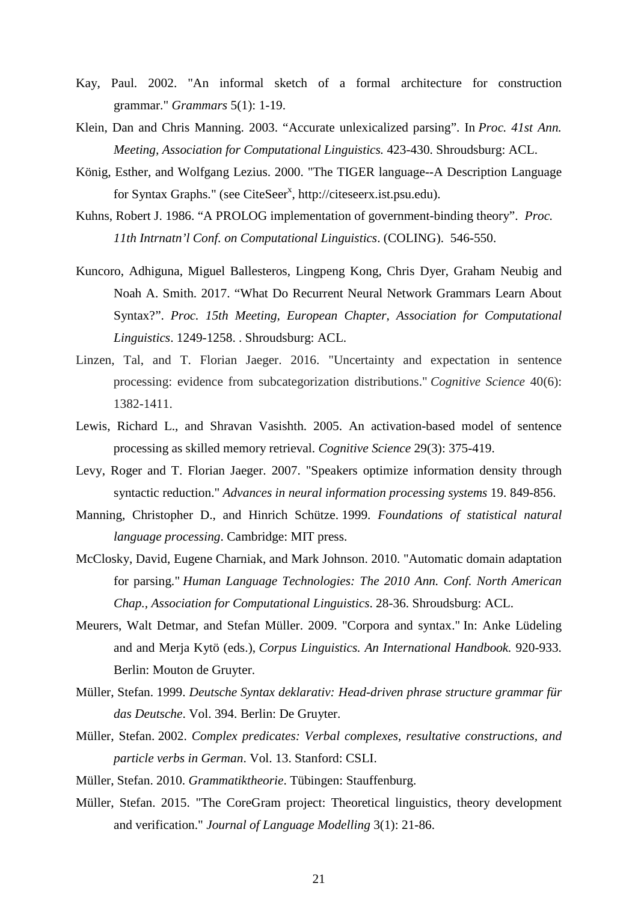Kay, Paul. 2002. "An informal sketch of a formal architecture for construction grammar." *Grammars* 5(1): 1-19.

Klein, Dan and Chris Manning. 2003. “Accurate unlexicalized parsing”. In *Proc. 41st Ann. Meeting, Association for Computational Linguistics.* 423-430. Shroudsburg: ACL.

König, Esther, and Wolfgang Lezius. 2000. "The TIGER language--A Description Language for Syntax Graphs." (see CiteSeer$^x$, http://citeseerx.ist.psu.edu).

Kuhns, Robert J. 1986. “A PROLOG implementation of government-binding theory”. *Proc. 11th Intrnatn’l Conf. on Computational Linguistics*. (COLING). 546-550.

Kuncoro, Adhiguna, Miguel Ballesteros, Lingpeng Kong, Chris Dyer, Graham Neubig and Noah A. Smith. 2017. “What Do Recurrent Neural Network Grammars Learn About Syntax?”. *Proc. 15th Meeting, European Chapter, Association for Computational Linguistics*. 1249-1258. . Shroudsburg: ACL.

Linzen, Tal, and T. Florian Jaeger. 2016. "Uncertainty and expectation in sentence processing: evidence from subcategorization distributions." *Cognitive Science* 40(6): 1382-1411.

Lewis, Richard L., and Shravan Vasishth. 2005. An activation-based model of sentence processing as skilled memory retrieval. *Cognitive Science* 29(3): 375-419.

Levy, Roger and T. Florian Jaeger. 2007. "Speakers optimize information density through syntactic reduction." *Advances in neural information processing systems* 19. 849-856.

Manning, Christopher D., and Hinrich Schütze. 1999. *Foundations of statistical natural language processing*. Cambridge: MIT press.

McClosky, David, Eugene Charniak, and Mark Johnson. 2010. "Automatic domain adaptation for parsing." *Human Language Technologies: The 2010 Ann. Conf. North American Chap., Association for Computational Linguistics*. 28-36. Shroudsburg: ACL.

Meurers, Walt Detmar, and Stefan Müller. 2009. "Corpora and syntax." In: Anke Lüdeling and and Merja Kytö (eds.), *Corpus Linguistics. An International Handbook.* 920-933. Berlin: Mouton de Gruyter.

Müller, Stefan. 1999. *Deutsche Syntax deklarativ: Head-driven phrase structure grammar für das Deutsche*. Vol. 394. Berlin: De Gruyter.

Müller, Stefan. 2002. *Complex predicates: Verbal complexes, resultative constructions, and particle verbs in German*. Vol. 13. Stanford: CSLI.

Müller, Stefan. 2010. *Grammatiktheorie*. Tübingen: Stauffenburg.

Müller, Stefan. 2015. "The CoreGram project: Theoretical linguistics, theory development and verification." *Journal of Language Modelling* 3(1): 21-86.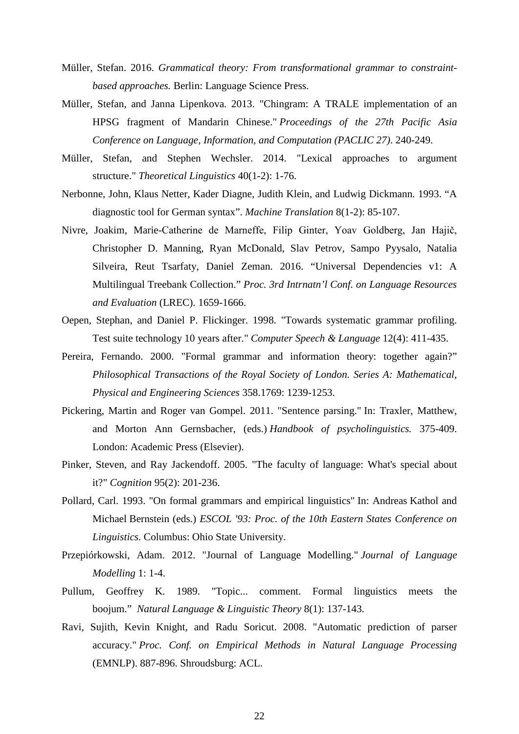Müller, Stefan. 2016. *Grammatical theory: From transformational grammar to constraint-based approaches.* Berlin: Language Science Press.

Müller, Stefan, and Janna Lipenkova. 2013. "Chingram: A TRALE implementation of an HPSG fragment of Mandarin Chinese." *Proceedings of the 27th Pacific Asia Conference on Language, Information, and Computation (PACLIC 27)*. 240-249.

Müller, Stefan, and Stephen Wechsler. 2014. "Lexical approaches to argument structure." *Theoretical Linguistics* 40(1-2): 1-76.

Nerbonne, John, Klaus Netter, Kader Diagne, Judith Klein, and Ludwig Dickmann. 1993. "A diagnostic tool for German syntax". *Machine Translation* 8(1-2): 85-107.

Nivre, Joakim, Marie-Catherine de Marneffe, Filip Ginter, Yoav Goldberg, Jan Hajič, Christopher D. Manning, Ryan McDonald, Slav Petrov, Sampo Pyysalo, Natalia Silveira, Reut Tsarfaty, Daniel Zeman. 2016. "Universal Dependencies v1: A Multilingual Treebank Collection." *Proc. 3rd Intrnatn'l Conf. on Language Resources and Evaluation* (LREC). 1659-1666.

Oepen, Stephan, and Daniel P. Flickinger. 1998. "Towards systematic grammar profiling. Test suite technology 10 years after." *Computer Speech & Language* 12(4): 411-435.

Pereira, Fernando. 2000. "Formal grammar and information theory: together again?" *Philosophical Transactions of the Royal Society of London. Series A: Mathematical, Physical and Engineering Sciences* 358.1769: 1239-1253.

Pickering, Martin and Roger van Gompel. 2011. "Sentence parsing." In: Traxler, Matthew, and Morton Ann Gernsbacher, (eds.) *Handbook of psycholinguistics.* 375-409. London: Academic Press (Elsevier).

Pinker, Steven, and Ray Jackendoff. 2005. "The faculty of language: What's special about it?" *Cognition* 95(2): 201-236.

Pollard, Carl. 1993. "On formal grammars and empirical linguistics" In: Andreas Kathol and Michael Bernstein (eds.) *ESCOL '93: Proc. of the 10th Eastern States Conference on Linguistics.* Columbus: Ohio State University.

Przepiórkowski, Adam. 2012. "Journal of Language Modelling." *Journal of Language Modelling* 1: 1-4.

Pullum, Geoffrey K. 1989. "Topic... comment. Formal linguistics meets the boojum." *Natural Language & Linguistic Theory* 8(1): 137-143.

Ravi, Sujith, Kevin Knight, and Radu Soricut. 2008. "Automatic prediction of parser accuracy." *Proc. Conf. on Empirical Methods in Natural Language Processing* (EMNLP). 887-896. Shroudsburg: ACL.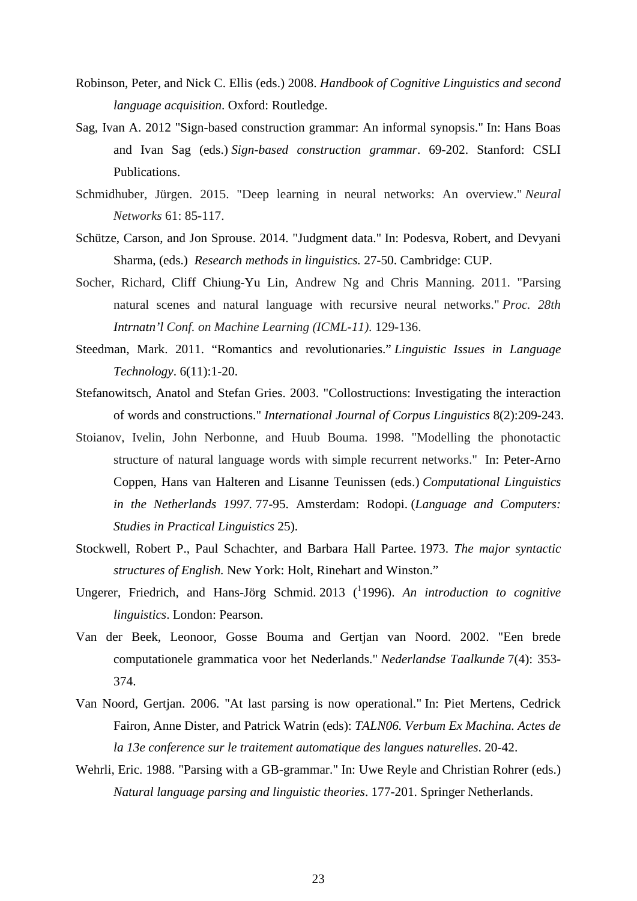Robinson, Peter, and Nick C. Ellis (eds.) 2008. *Handbook of Cognitive Linguistics and second language acquisition*. Oxford: Routledge.

Sag, Ivan A. 2012 "Sign-based construction grammar: An informal synopsis." In: Hans Boas and Ivan Sag (eds.) *Sign-based construction grammar*. 69-202. Stanford: CSLI Publications.

Schmidhuber, Jürgen. 2015. "Deep learning in neural networks: An overview." *Neural Networks* 61: 85-117.

Schütze, Carson, and Jon Sprouse. 2014. "Judgment data." In: Podesva, Robert, and Devyani Sharma, (eds.) *Research methods in linguistics.* 27-50. Cambridge: CUP.

Socher, Richard, Cliff Chiung-Yu Lin, Andrew Ng and Chris Manning. 2011. "Parsing natural scenes and natural language with recursive neural networks." *Proc. 28th Intrnatn'l Conf. on Machine Learning (ICML-11).* 129-136.

Steedman, Mark. 2011. "Romantics and revolutionaries." *Linguistic Issues in Language Technology*. 6(11):1-20.

Stefanowitsch, Anatol and Stefan Gries. 2003. "Collostructions: Investigating the interaction of words and constructions." *International Journal of Corpus Linguistics* 8(2):209-243.

Stoianov, Ivelin, John Nerbonne, and Huub Bouma. 1998. "Modelling the phonotactic structure of natural language words with simple recurrent networks." In: Peter-Arno Coppen, Hans van Halteren and Lisanne Teunissen (eds.) *Computational Linguistics in the Netherlands 1997.* 77-95. Amsterdam: Rodopi. (*Language and Computers: Studies in Practical Linguistics* 25).

Stockwell, Robert P., Paul Schachter, and Barbara Hall Partee. 1973. *The major syntactic structures of English.* New York: Holt, Rinehart and Winston."

Ungerer, Friedrich, and Hans-Jörg Schmid. 2013 ([1]1996). *An introduction to cognitive linguistics*. London: Pearson.

Van der Beek, Leonoor, Gosse Bouma and Gertjan van Noord. 2002. "Een brede computationele grammatica voor het Nederlands." *Nederlandse Taalkunde* 7(4): 353-374.

Van Noord, Gertjan. 2006. "At last parsing is now operational." In: Piet Mertens, Cedrick Fairon, Anne Dister, and Patrick Watrin (eds): *TALN06. Verbum Ex Machina. Actes de la 13e conference sur le traitement automatique des langues naturelles*. 20-42.

Wehrli, Eric. 1988. "Parsing with a GB-grammar." In: Uwe Reyle and Christian Rohrer (eds.) *Natural language parsing and linguistic theories*. 177-201. Springer Netherlands.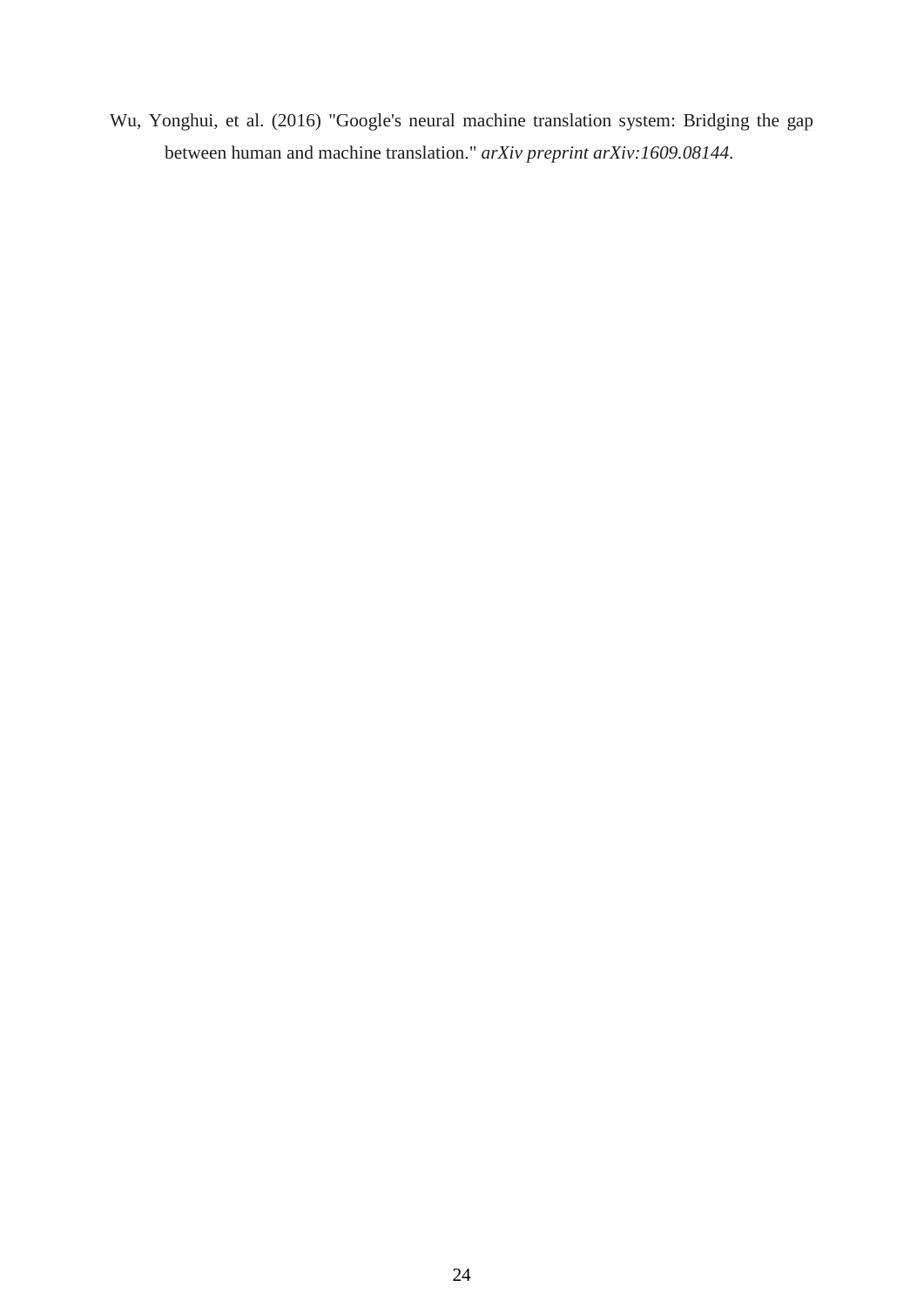Wu, Yonghui, et al. (2016) "Google's neural machine translation system: Bridging the gap between human and machine translation." *arXiv preprint arXiv:1609.08144*.